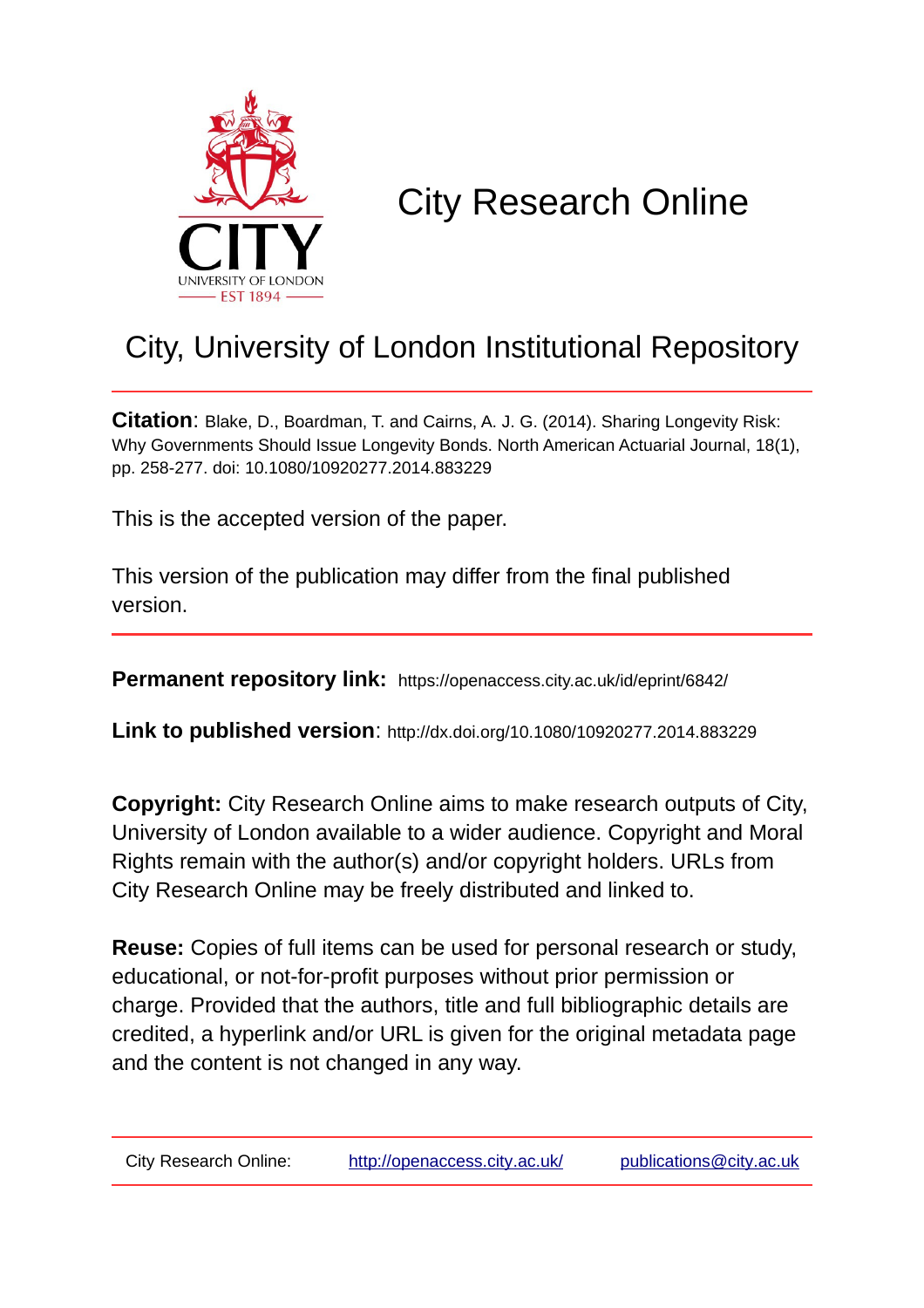# City Research Online

## City, University of London Institutional Repository

**Citation**: Blake, D., Boardman, T. and Cairns, A. J. G. (2014). Sharing Longevity Risk: Why Governments Should Issue Longevity Bonds. North American Actuarial Journal, 18(1), pp. 258-277. doi: 10.1080/10920277.2014.883229

This is the accepted version of the paper.

This version of the publication may differ from the final published version.

**Permanent repository link:** https://openaccess.city.ac.uk/id/eprint/6842/

**Link to published version**: http://dx.doi.org/10.1080/10920277.2014.883229

**Copyright:** City Research Online aims to make research outputs of City, University of London available to a wider audience. Copyright and Moral Rights remain with the author(s) and/or copyright holders. URLs from City Research Online may be freely distributed and linked to.

**Reuse:** Copies of full items can be used for personal research or study, educational, or not-for-profit purposes without prior permission or charge. Provided that the authors, title and full bibliographic details are credited, a hyperlink and/or URL is given for the original metadata page and the content is not changed in any way.

City Research Online: http://openaccess.city.ac.uk/ publications@city.ac.uk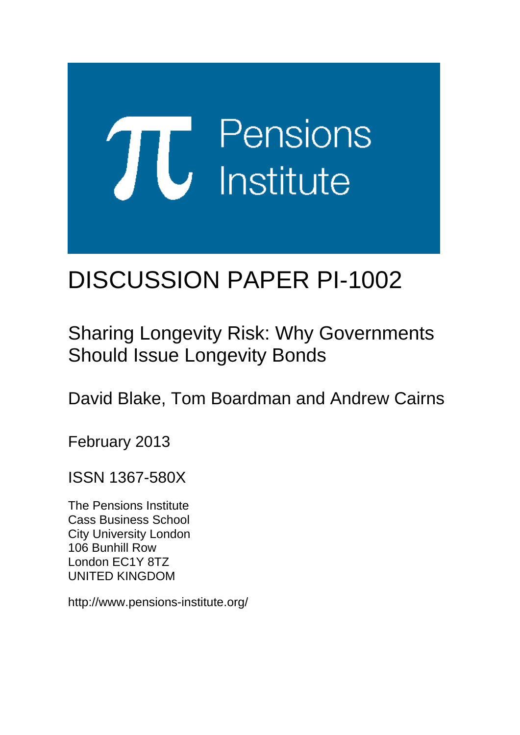# DISCUSSION PAPER PI-1002

## Sharing Longevity Risk: Why Governments Should Issue Longevity Bonds

David Blake, Tom Boardman and Andrew Cairns

February 2013

ISSN 1367-580X

The Pensions Institute
Cass Business School
City University London
106 Bunhill Row
London EC1Y 8TZ
UNITED KINGDOM

http://www.pensions-institute.org/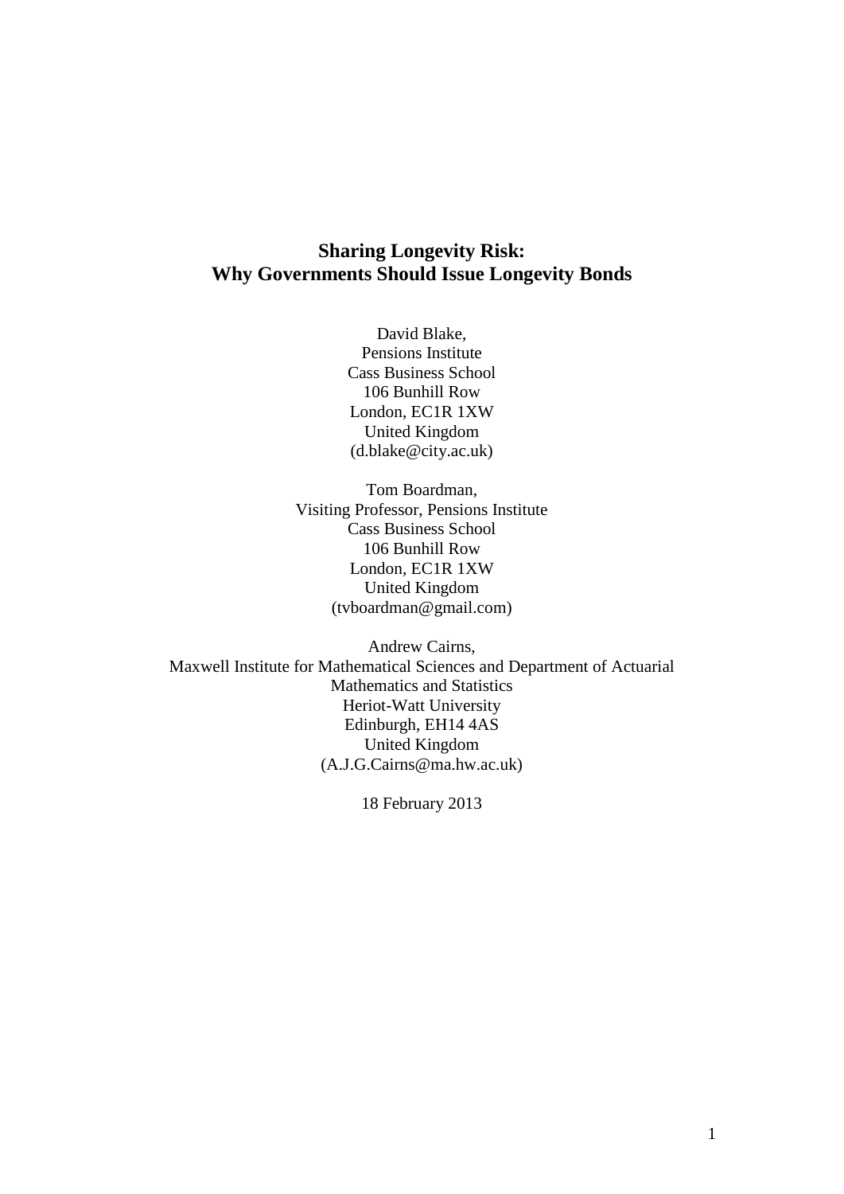# Sharing Longevity Risk: Why Governments Should Issue Longevity Bonds

David Blake,
Pensions Institute
Cass Business School
106 Bunhill Row
London, EC1R 1XW
United Kingdom
(d.blake@city.ac.uk)

Tom Boardman,
Visiting Professor, Pensions Institute
Cass Business School
106 Bunhill Row
London, EC1R 1XW
United Kingdom
(tvboardman@gmail.com)

Andrew Cairns,
Maxwell Institute for Mathematical Sciences and Department of Actuarial Mathematics and Statistics
Heriot-Watt University
Edinburgh, EH14 4AS
United Kingdom
(A.J.G.Cairns@ma.hw.ac.uk)

18 February 2013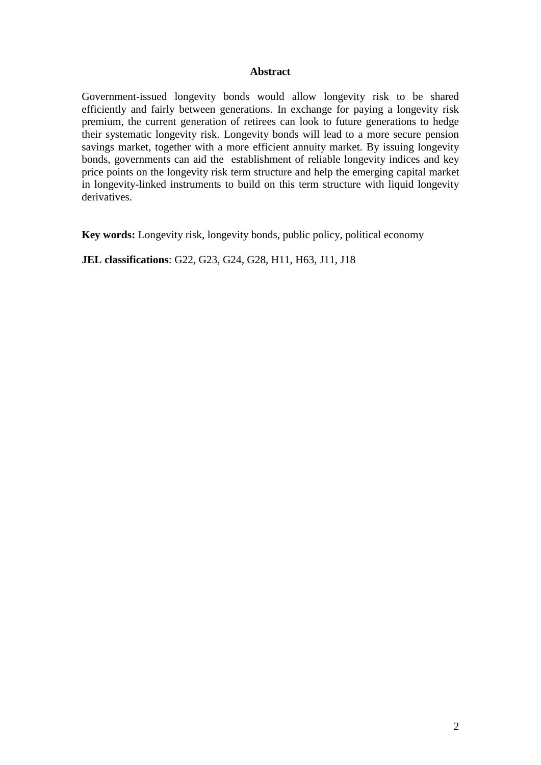## Abstract

Government-issued longevity bonds would allow longevity risk to be shared efficiently and fairly between generations. In exchange for paying a longevity risk premium, the current generation of retirees can look to future generations to hedge their systematic longevity risk. Longevity bonds will lead to a more secure pension savings market, together with a more efficient annuity market. By issuing longevity bonds, governments can aid the establishment of reliable longevity indices and key price points on the longevity risk term structure and help the emerging capital market in longevity-linked instruments to build on this term structure with liquid longevity derivatives.

**Key words:** Longevity risk, longevity bonds, public policy, political economy

**JEL classifications**: G22, G23, G24, G28, H11, H63, J11, J18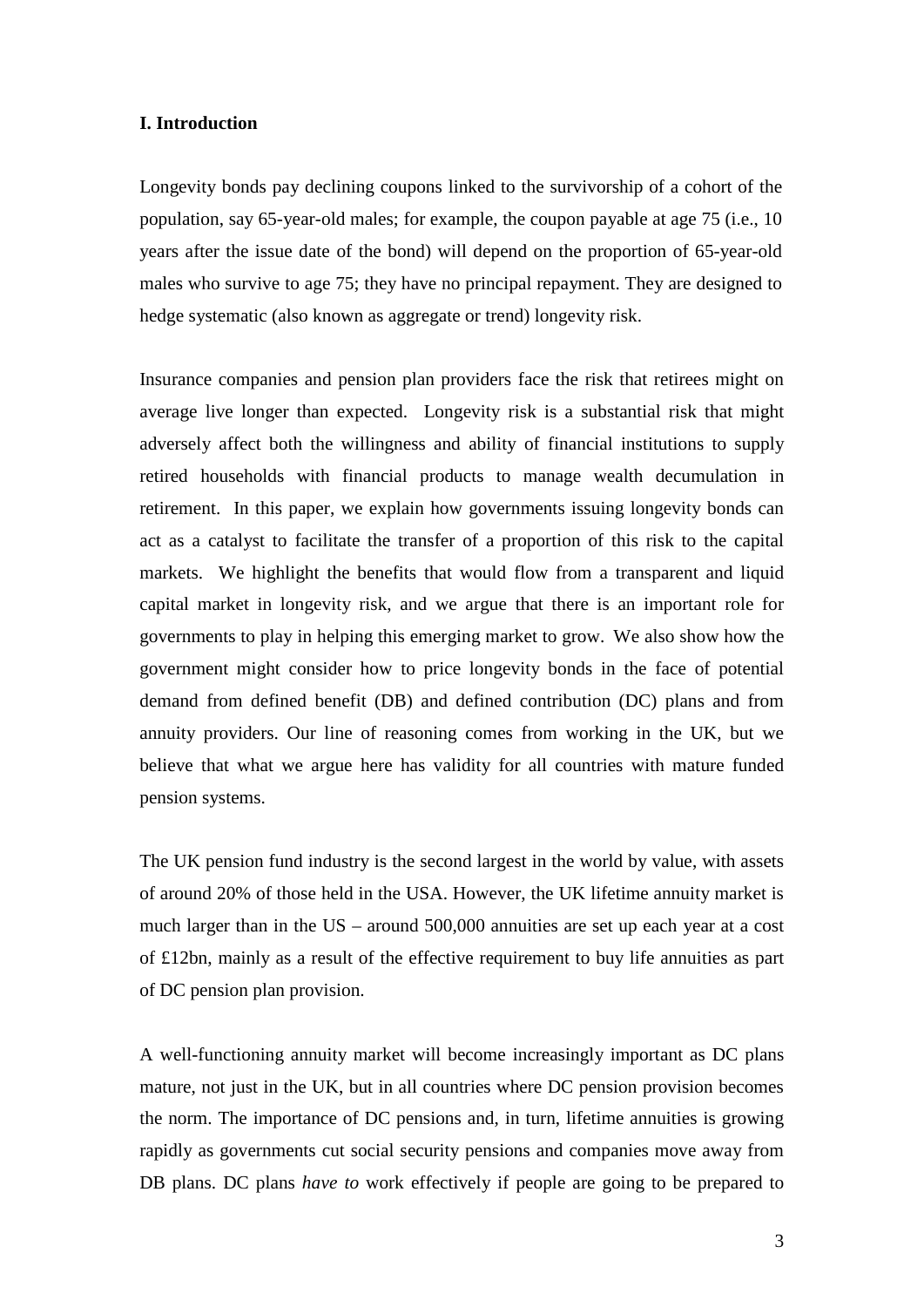## I. Introduction

Longevity bonds pay declining coupons linked to the survivorship of a cohort of the population, say 65-year-old males; for example, the coupon payable at age 75 (i.e., 10 years after the issue date of the bond) will depend on the proportion of 65-year-old males who survive to age 75; they have no principal repayment. They are designed to hedge systematic (also known as aggregate or trend) longevity risk.

Insurance companies and pension plan providers face the risk that retirees might on average live longer than expected. Longevity risk is a substantial risk that might adversely affect both the willingness and ability of financial institutions to supply retired households with financial products to manage wealth decumulation in retirement. In this paper, we explain how governments issuing longevity bonds can act as a catalyst to facilitate the transfer of a proportion of this risk to the capital markets. We highlight the benefits that would flow from a transparent and liquid capital market in longevity risk, and we argue that there is an important role for governments to play in helping this emerging market to grow. We also show how the government might consider how to price longevity bonds in the face of potential demand from defined benefit (DB) and defined contribution (DC) plans and from annuity providers. Our line of reasoning comes from working in the UK, but we believe that what we argue here has validity for all countries with mature funded pension systems.

The UK pension fund industry is the second largest in the world by value, with assets of around 20% of those held in the USA. However, the UK lifetime annuity market is much larger than in the US – around 500,000 annuities are set up each year at a cost of £12bn, mainly as a result of the effective requirement to buy life annuities as part of DC pension plan provision.

A well-functioning annuity market will become increasingly important as DC plans mature, not just in the UK, but in all countries where DC pension provision becomes the norm. The importance of DC pensions and, in turn, lifetime annuities is growing rapidly as governments cut social security pensions and companies move away from DB plans. DC plans *have to* work effectively if people are going to be prepared to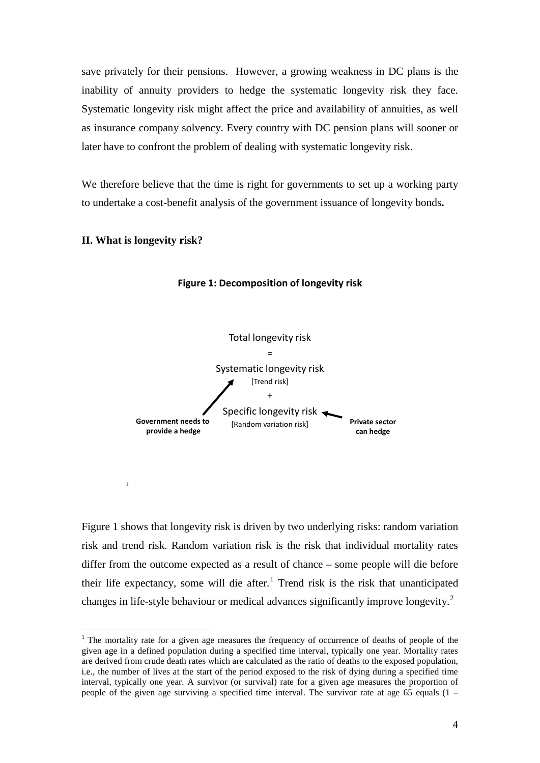save privately for their pensions. However, a growing weakness in DC plans is the inability of annuity providers to hedge the systematic longevity risk they face. Systematic longevity risk might affect the price and availability of annuities, as well as insurance company solvency. Every country with DC pension plans will sooner or later have to confront the problem of dealing with systematic longevity risk.

We therefore believe that the time is right for governments to set up a working party to undertake a cost-benefit analysis of the government issuance of longevity bonds**.**

## II. What is longevity risk?

**Figure 1: Decomposition of longevity risk**

Total longevity risk

=

Systematic longevity risk

[Trend risk]

+

Specific longevity risk

[Random variation risk]

**Government needs to provide a hedge** (→ Systematic longevity risk)

**Private sector can hedge** (→ Specific longevity risk)

Figure 1 shows that longevity risk is driven by two underlying risks: random variation risk and trend risk. Random variation risk is the risk that individual mortality rates differ from the outcome expected as a result of chance – some people will die before their life expectancy, some will die after.[1] Trend risk is the risk that unanticipated changes in life-style behaviour or medical advances significantly improve longevity.[2]

[1] The mortality rate for a given age measures the frequency of occurrence of deaths of people of the given age in a defined population during a specified time interval, typically one year. Mortality rates are derived from crude death rates which are calculated as the ratio of deaths to the exposed population, i.e., the number of lives at the start of the period exposed to the risk of dying during a specified time interval, typically one year. A survivor (or survival) rate for a given age measures the proportion of people of the given age surviving a specified time interval. The survivor rate at age 65 equals (1 –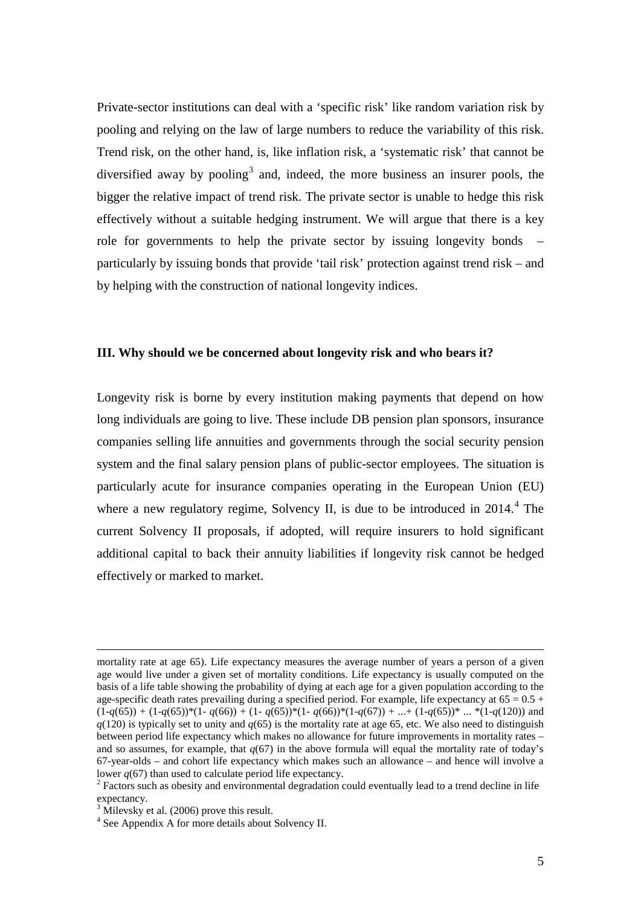Private-sector institutions can deal with a 'specific risk' like random variation risk by pooling and relying on the law of large numbers to reduce the variability of this risk. Trend risk, on the other hand, is, like inflation risk, a 'systematic risk' that cannot be diversified away by pooling[3] and, indeed, the more business an insurer pools, the bigger the relative impact of trend risk. The private sector is unable to hedge this risk effectively without a suitable hedging instrument. We will argue that there is a key role for governments to help the private sector by issuing longevity bonds – particularly by issuing bonds that provide 'tail risk' protection against trend risk – and by helping with the construction of national longevity indices.

### III. Why should we be concerned about longevity risk and who bears it?

Longevity risk is borne by every institution making payments that depend on how long individuals are going to live. These include DB pension plan sponsors, insurance companies selling life annuities and governments through the social security pension system and the final salary pension plans of public-sector employees. The situation is particularly acute for insurance companies operating in the European Union (EU) where a new regulatory regime, Solvency II, is due to be introduced in 2014.[4] The current Solvency II proposals, if adopted, will require insurers to hold significant additional capital to back their annuity liabilities if longevity risk cannot be hedged effectively or marked to market.

---

mortality rate at age 65). Life expectancy measures the average number of years a person of a given age would live under a given set of mortality conditions. Life expectancy is usually computed on the basis of a life table showing the probability of dying at each age for a given population according to the age-specific death rates prevailing during a specified period. For example, life expectancy at $65 = 0.5 + (1\text{-}q(65)) + (1\text{-}q(65))^*(1\text{-}q(66)) + (1\text{-}q(65))^*(1\text{-}q(66))^*(1\text{-}q(67)) + ...+ (1\text{-}q(65))^* ... ^*(1\text{-}q(120))$ and $q(120)$ is typically set to unity and $q(65)$ is the mortality rate at age 65, etc. We also need to distinguish between period life expectancy which makes no allowance for future improvements in mortality rates – and so assumes, for example, that $q(67)$ in the above formula will equal the mortality rate of today's 67-year-olds – and cohort life expectancy which makes such an allowance – and hence will involve a lower $q(67)$ than used to calculate period life expectancy.

[2] Factors such as obesity and environmental degradation could eventually lead to a trend decline in life expectancy.

[3] Milevsky et al. (2006) prove this result.

[4] See Appendix A for more details about Solvency II.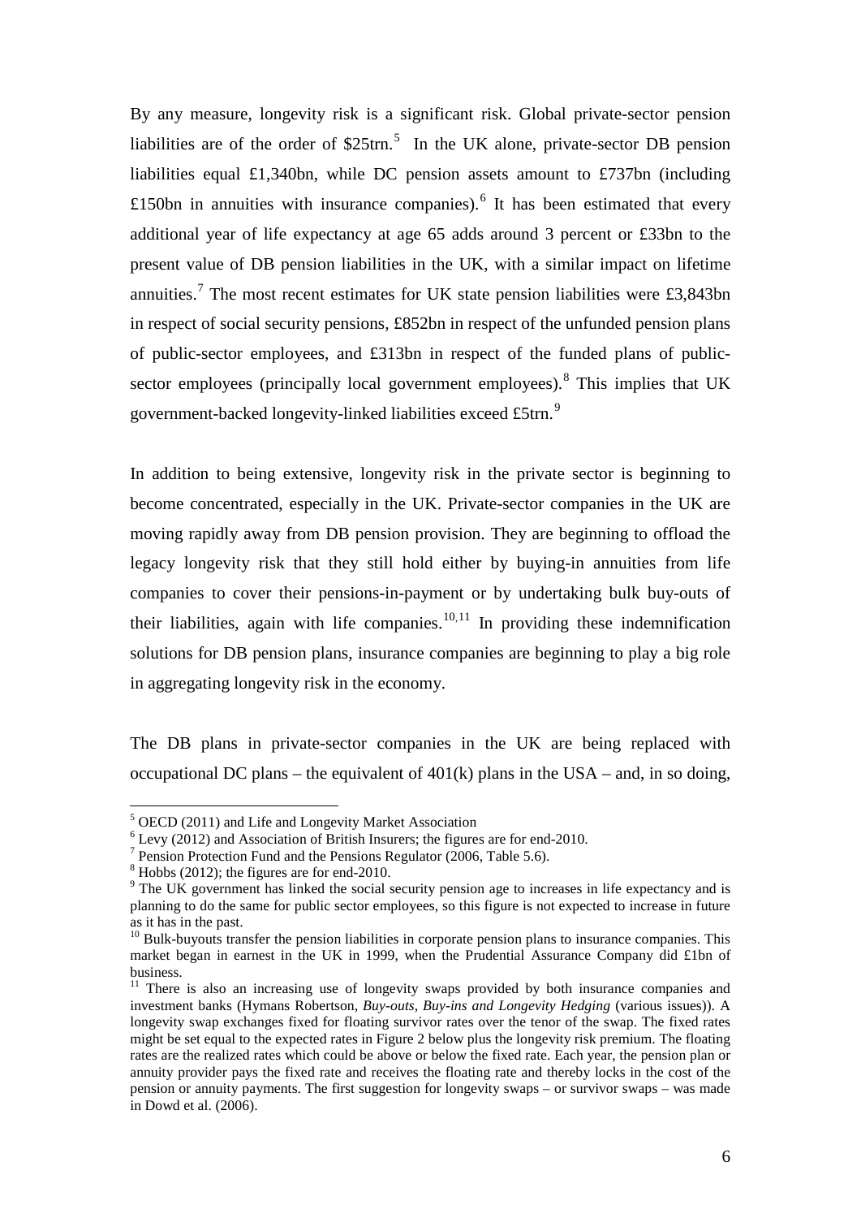By any measure, longevity risk is a significant risk. Global private-sector pension liabilities are of the order of \$25trn.[5] In the UK alone, private-sector DB pension liabilities equal £1,340bn, while DC pension assets amount to £737bn (including £150bn in annuities with insurance companies).[6] It has been estimated that every additional year of life expectancy at age 65 adds around 3 percent or £33bn to the present value of DB pension liabilities in the UK, with a similar impact on lifetime annuities.[7] The most recent estimates for UK state pension liabilities were £3,843bn in respect of social security pensions, £852bn in respect of the unfunded pension plans of public-sector employees, and £313bn in respect of the funded plans of public-sector employees (principally local government employees).[8] This implies that UK government-backed longevity-linked liabilities exceed £5trn.[9]

In addition to being extensive, longevity risk in the private sector is beginning to become concentrated, especially in the UK. Private-sector companies in the UK are moving rapidly away from DB pension provision. They are beginning to offload the legacy longevity risk that they still hold either by buying-in annuities from life companies to cover their pensions-in-payment or by undertaking bulk buy-outs of their liabilities, again with life companies.[10,11] In providing these indemnification solutions for DB pension plans, insurance companies are beginning to play a big role in aggregating longevity risk in the economy.

The DB plans in private-sector companies in the UK are being replaced with occupational DC plans – the equivalent of 401(k) plans in the USA – and, in so doing,

---

[5] OECD (2011) and Life and Longevity Market Association

[6] Levy (2012) and Association of British Insurers; the figures are for end-2010.

[7] Pension Protection Fund and the Pensions Regulator (2006, Table 5.6).

[8] Hobbs (2012); the figures are for end-2010.

[9] The UK government has linked the social security pension age to increases in life expectancy and is planning to do the same for public sector employees, so this figure is not expected to increase in future as it has in the past.

[10] Bulk-buyouts transfer the pension liabilities in corporate pension plans to insurance companies. This market began in earnest in the UK in 1999, when the Prudential Assurance Company did £1bn of business.

[11] There is also an increasing use of longevity swaps provided by both insurance companies and investment banks (Hymans Robertson, *Buy-outs, Buy-ins and Longevity Hedging* (various issues)). A longevity swap exchanges fixed for floating survivor rates over the tenor of the swap. The fixed rates might be set equal to the expected rates in Figure 2 below plus the longevity risk premium. The floating rates are the realized rates which could be above or below the fixed rate. Each year, the pension plan or annuity provider pays the fixed rate and receives the floating rate and thereby locks in the cost of the pension or annuity payments. The first suggestion for longevity swaps – or survivor swaps – was made in Dowd et al. (2006).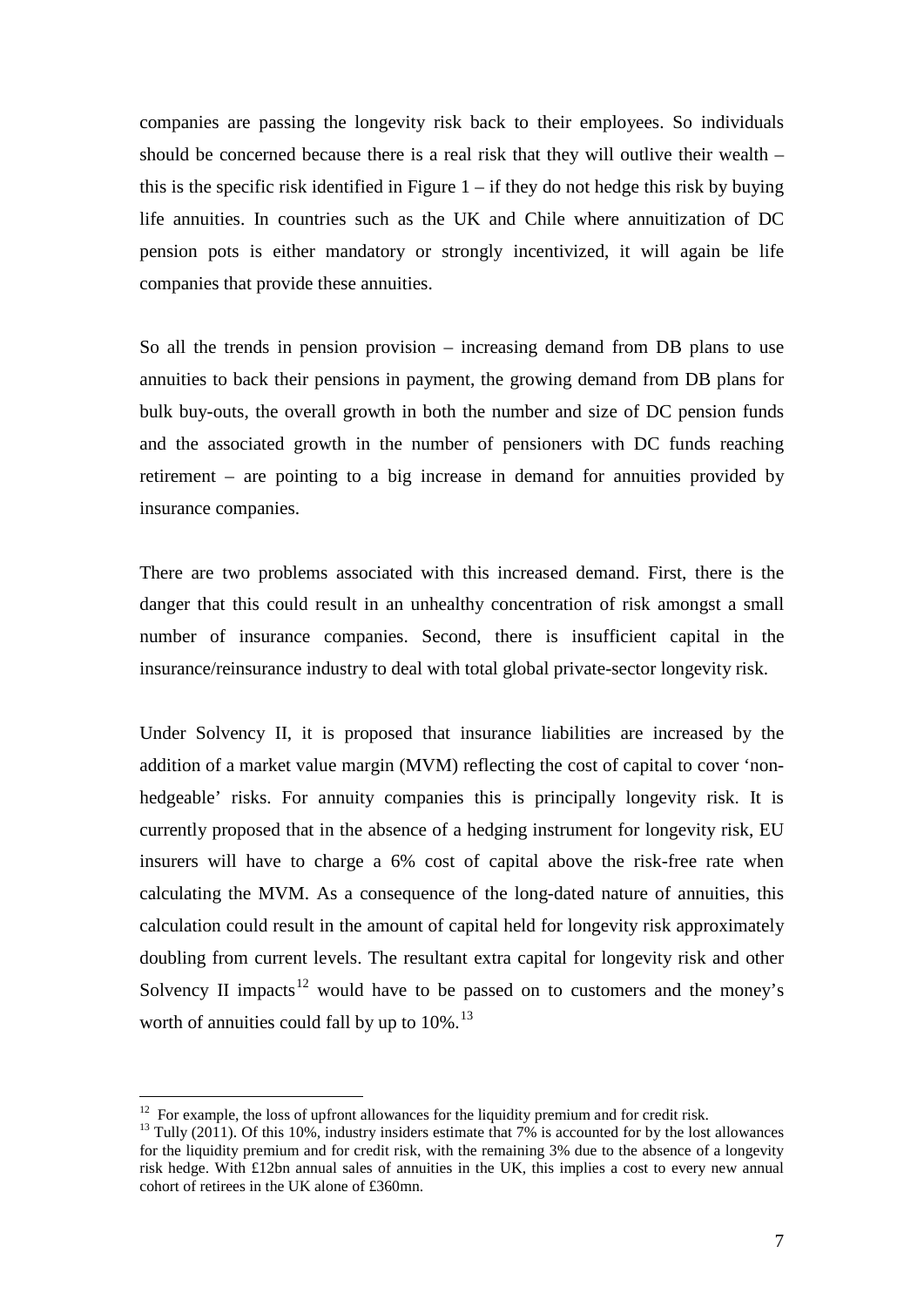companies are passing the longevity risk back to their employees. So individuals should be concerned because there is a real risk that they will outlive their wealth – this is the specific risk identified in Figure 1 – if they do not hedge this risk by buying life annuities. In countries such as the UK and Chile where annuitization of DC pension pots is either mandatory or strongly incentivized, it will again be life companies that provide these annuities.

So all the trends in pension provision – increasing demand from DB plans to use annuities to back their pensions in payment, the growing demand from DB plans for bulk buy-outs, the overall growth in both the number and size of DC pension funds and the associated growth in the number of pensioners with DC funds reaching retirement – are pointing to a big increase in demand for annuities provided by insurance companies.

There are two problems associated with this increased demand. First, there is the danger that this could result in an unhealthy concentration of risk amongst a small number of insurance companies. Second, there is insufficient capital in the insurance/reinsurance industry to deal with total global private-sector longevity risk.

Under Solvency II, it is proposed that insurance liabilities are increased by the addition of a market value margin (MVM) reflecting the cost of capital to cover 'non-hedgeable' risks. For annuity companies this is principally longevity risk. It is currently proposed that in the absence of a hedging instrument for longevity risk, EU insurers will have to charge a 6% cost of capital above the risk-free rate when calculating the MVM. As a consequence of the long-dated nature of annuities, this calculation could result in the amount of capital held for longevity risk approximately doubling from current levels. The resultant extra capital for longevity risk and other Solvency II impacts[12] would have to be passed on to customers and the money's worth of annuities could fall by up to 10%.[13]

---

[12] For example, the loss of upfront allowances for the liquidity premium and for credit risk.

[13] Tully (2011). Of this 10%, industry insiders estimate that 7% is accounted for by the lost allowances for the liquidity premium and for credit risk, with the remaining 3% due to the absence of a longevity risk hedge. With £12bn annual sales of annuities in the UK, this implies a cost to every new annual cohort of retirees in the UK alone of £360mn.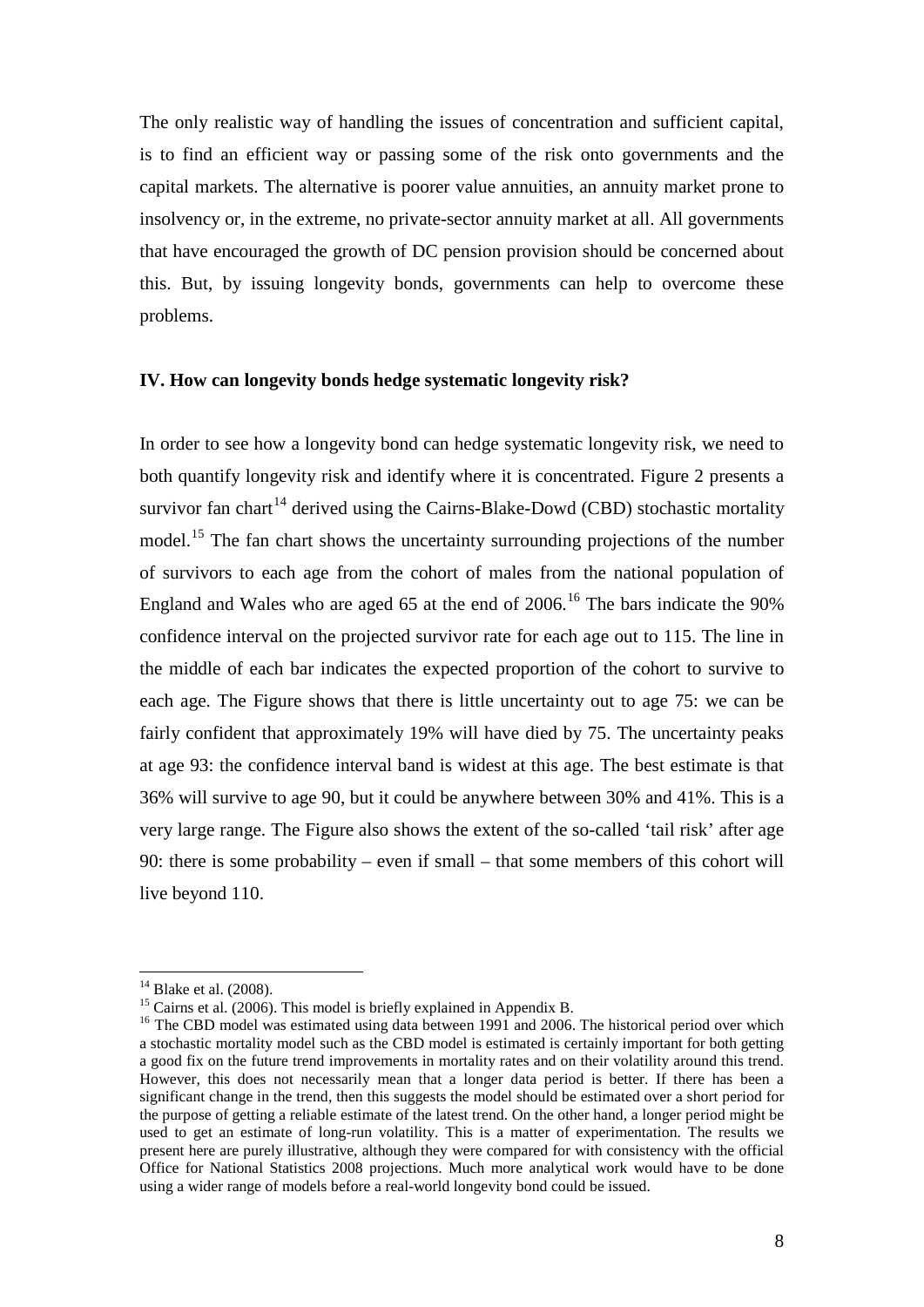The only realistic way of handling the issues of concentration and sufficient capital, is to find an efficient way or passing some of the risk onto governments and the capital markets. The alternative is poorer value annuities, an annuity market prone to insolvency or, in the extreme, no private-sector annuity market at all. All governments that have encouraged the growth of DC pension provision should be concerned about this. But, by issuing longevity bonds, governments can help to overcome these problems.

### IV. How can longevity bonds hedge systematic longevity risk?

In order to see how a longevity bond can hedge systematic longevity risk, we need to both quantify longevity risk and identify where it is concentrated. Figure 2 presents a survivor fan chart[14] derived using the Cairns-Blake-Dowd (CBD) stochastic mortality model.[15] The fan chart shows the uncertainty surrounding projections of the number of survivors to each age from the cohort of males from the national population of England and Wales who are aged 65 at the end of 2006.[16] The bars indicate the 90% confidence interval on the projected survivor rate for each age out to 115. The line in the middle of each bar indicates the expected proportion of the cohort to survive to each age. The Figure shows that there is little uncertainty out to age 75: we can be fairly confident that approximately 19% will have died by 75. The uncertainty peaks at age 93: the confidence interval band is widest at this age. The best estimate is that 36% will survive to age 90, but it could be anywhere between 30% and 41%. This is a very large range. The Figure also shows the extent of the so-called 'tail risk' after age 90: there is some probability – even if small – that some members of this cohort will live beyond 110.

---

[14] Blake et al. (2008).

[15] Cairns et al. (2006). This model is briefly explained in Appendix B.

[16] The CBD model was estimated using data between 1991 and 2006. The historical period over which a stochastic mortality model such as the CBD model is estimated is certainly important for both getting a good fix on the future trend improvements in mortality rates and on their volatility around this trend. However, this does not necessarily mean that a longer data period is better. If there has been a significant change in the trend, then this suggests the model should be estimated over a short period for the purpose of getting a reliable estimate of the latest trend. On the other hand, a longer period might be used to get an estimate of long-run volatility. This is a matter of experimentation. The results we present here are purely illustrative, although they were compared for with consistency with the official Office for National Statistics 2008 projections. Much more analytical work would have to be done using a wider range of models before a real-world longevity bond could be issued.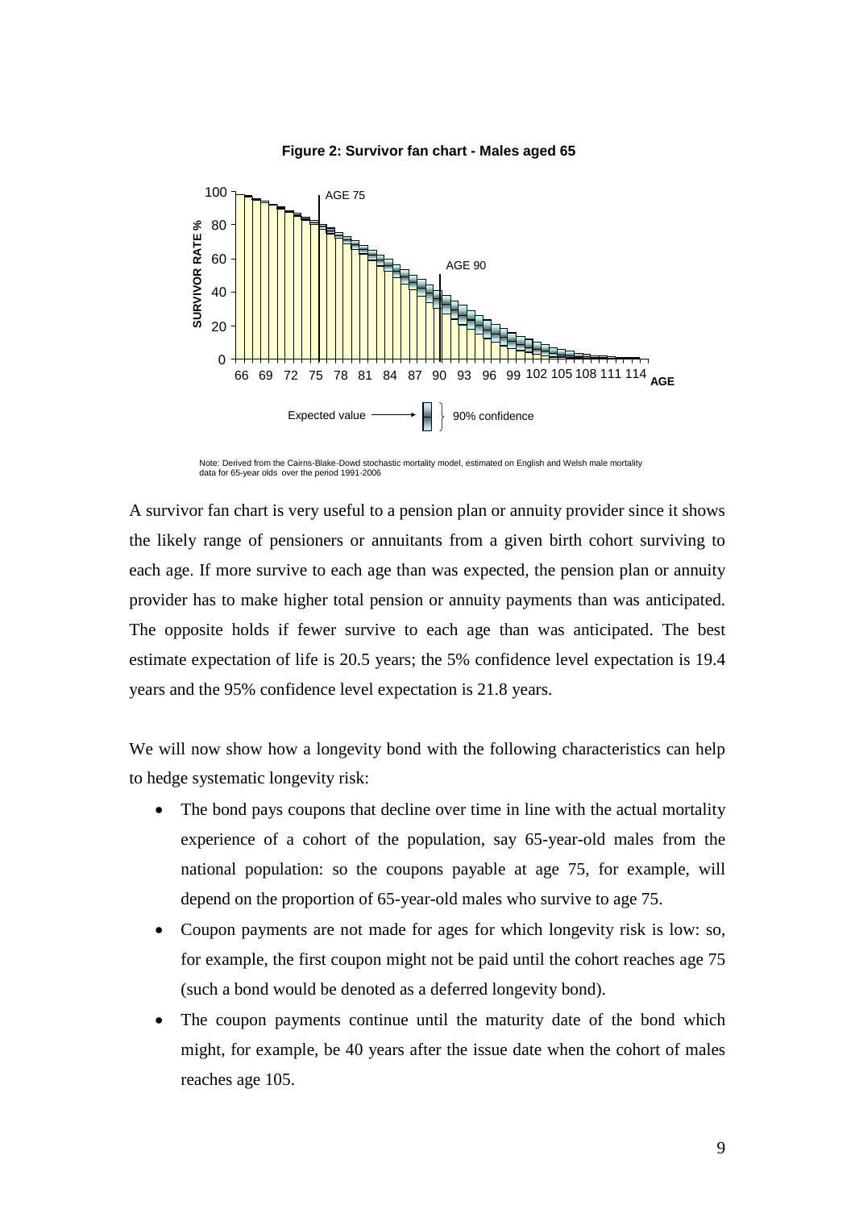**Figure 2: Survivor fan chart - Males aged 65**

Note: Derived from the Cairns-Blake-Dowd stochastic mortality model, estimated on English and Welsh male mortality data for 65-year olds over the period 1991-2006

A survivor fan chart is very useful to a pension plan or annuity provider since it shows the likely range of pensioners or annuitants from a given birth cohort surviving to each age. If more survive to each age than was expected, the pension plan or annuity provider has to make higher total pension or annuity payments than was anticipated. The opposite holds if fewer survive to each age than was anticipated. The best estimate expectation of life is 20.5 years; the 5% confidence level expectation is 19.4 years and the 95% confidence level expectation is 21.8 years.

We will now show how a longevity bond with the following characteristics can help to hedge systematic longevity risk:

- The bond pays coupons that decline over time in line with the actual mortality experience of a cohort of the population, say 65-year-old males from the national population: so the coupons payable at age 75, for example, will depend on the proportion of 65-year-old males who survive to age 75.
- Coupon payments are not made for ages for which longevity risk is low: so, for example, the first coupon might not be paid until the cohort reaches age 75 (such a bond would be denoted as a deferred longevity bond).
- The coupon payments continue until the maturity date of the bond which might, for example, be 40 years after the issue date when the cohort of males reaches age 105.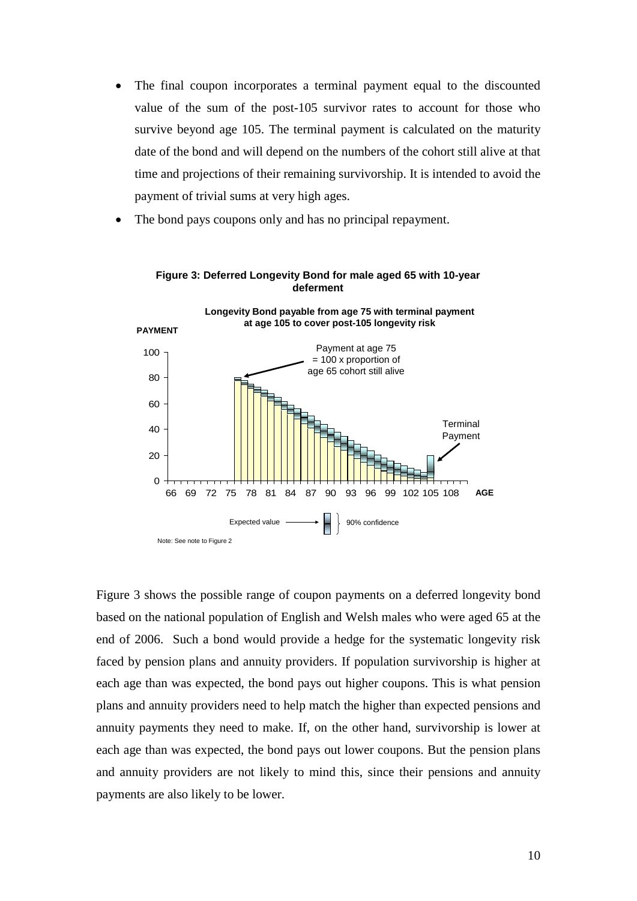- The final coupon incorporates a terminal payment equal to the discounted value of the sum of the post-105 survivor rates to account for those who survive beyond age 105. The terminal payment is calculated on the maturity date of the bond and will depend on the numbers of the cohort still alive at that time and projections of their remaining survivorship. It is intended to avoid the payment of trivial sums at very high ages.
- The bond pays coupons only and has no principal repayment.

**Figure 3: Deferred Longevity Bond for male aged 65 with 10-year deferment**

Note: See note to Figure 2

Figure 3 shows the possible range of coupon payments on a deferred longevity bond based on the national population of English and Welsh males who were aged 65 at the end of 2006. Such a bond would provide a hedge for the systematic longevity risk faced by pension plans and annuity providers. If population survivorship is higher at each age than was expected, the bond pays out higher coupons. This is what pension plans and annuity providers need to help match the higher than expected pensions and annuity payments they need to make. If, on the other hand, survivorship is lower at each age than was expected, the bond pays out lower coupons. But the pension plans and annuity providers are not likely to mind this, since their pensions and annuity payments are also likely to be lower.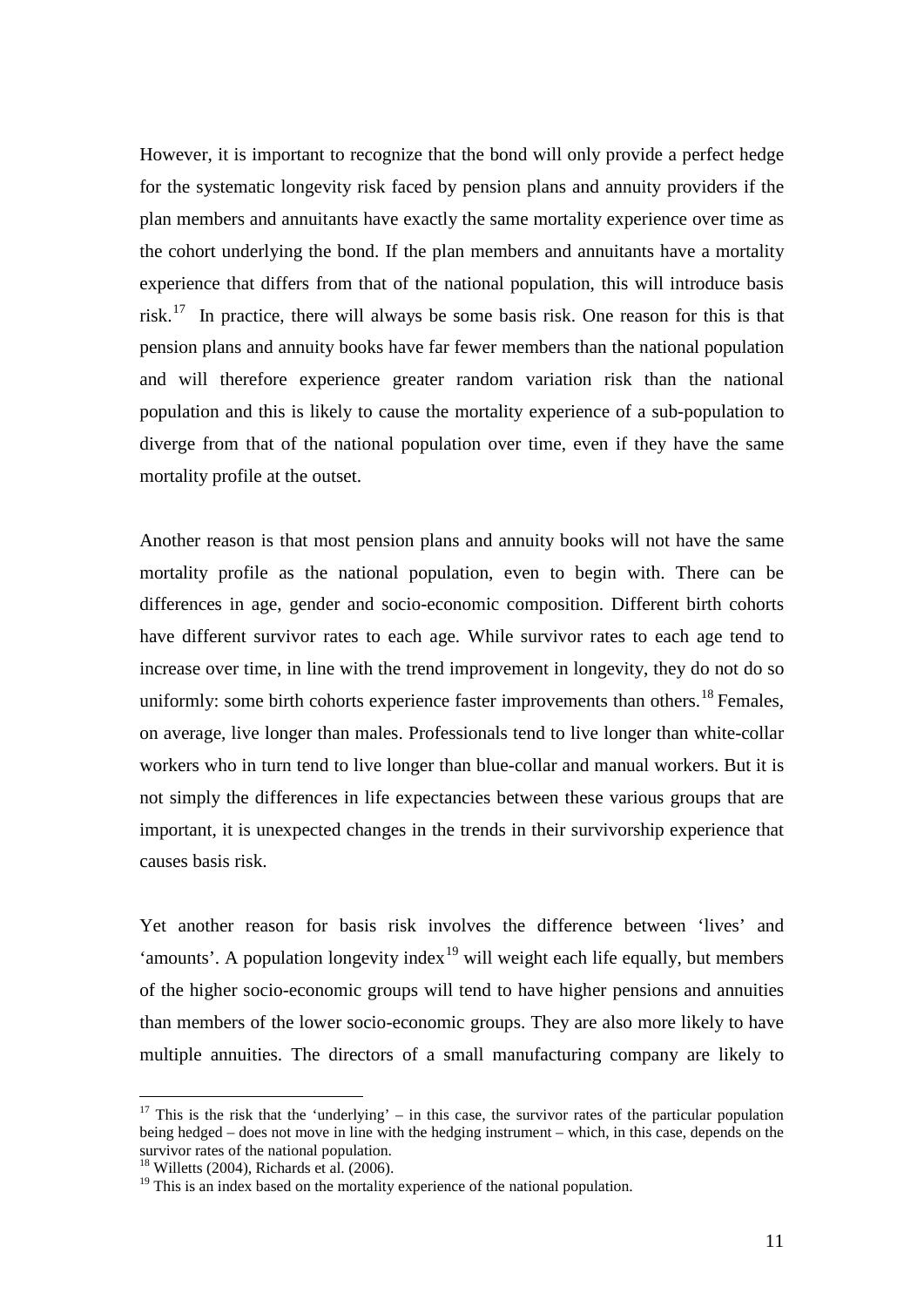However, it is important to recognize that the bond will only provide a perfect hedge for the systematic longevity risk faced by pension plans and annuity providers if the plan members and annuitants have exactly the same mortality experience over time as the cohort underlying the bond. If the plan members and annuitants have a mortality experience that differs from that of the national population, this will introduce basis risk.[17] In practice, there will always be some basis risk. One reason for this is that pension plans and annuity books have far fewer members than the national population and will therefore experience greater random variation risk than the national population and this is likely to cause the mortality experience of a sub-population to diverge from that of the national population over time, even if they have the same mortality profile at the outset.

Another reason is that most pension plans and annuity books will not have the same mortality profile as the national population, even to begin with. There can be differences in age, gender and socio-economic composition. Different birth cohorts have different survivor rates to each age. While survivor rates to each age tend to increase over time, in line with the trend improvement in longevity, they do not do so uniformly: some birth cohorts experience faster improvements than others.[18] Females, on average, live longer than males. Professionals tend to live longer than white-collar workers who in turn tend to live longer than blue-collar and manual workers. But it is not simply the differences in life expectancies between these various groups that are important, it is unexpected changes in the trends in their survivorship experience that causes basis risk.

Yet another reason for basis risk involves the difference between 'lives' and 'amounts'. A population longevity index[19] will weight each life equally, but members of the higher socio-economic groups will tend to have higher pensions and annuities than members of the lower socio-economic groups. They are also more likely to have multiple annuities. The directors of a small manufacturing company are likely to

---

[17] This is the risk that the 'underlying' – in this case, the survivor rates of the particular population being hedged – does not move in line with the hedging instrument – which, in this case, depends on the survivor rates of the national population.

[18] Willetts (2004), Richards et al. (2006).

[19] This is an index based on the mortality experience of the national population.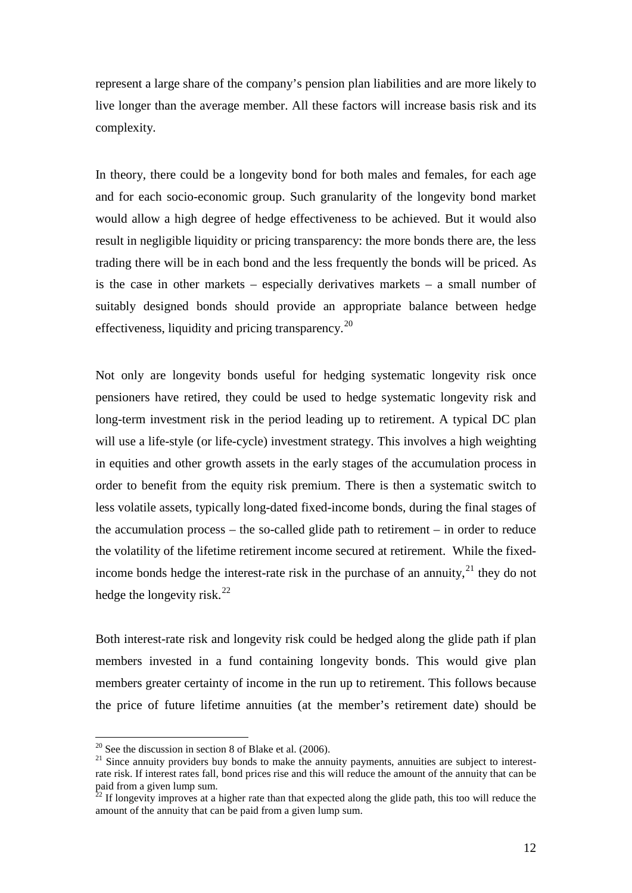represent a large share of the company's pension plan liabilities and are more likely to live longer than the average member. All these factors will increase basis risk and its complexity.

In theory, there could be a longevity bond for both males and females, for each age and for each socio-economic group. Such granularity of the longevity bond market would allow a high degree of hedge effectiveness to be achieved. But it would also result in negligible liquidity or pricing transparency: the more bonds there are, the less trading there will be in each bond and the less frequently the bonds will be priced. As is the case in other markets – especially derivatives markets – a small number of suitably designed bonds should provide an appropriate balance between hedge effectiveness, liquidity and pricing transparency.[20]

Not only are longevity bonds useful for hedging systematic longevity risk once pensioners have retired, they could be used to hedge systematic longevity risk and long-term investment risk in the period leading up to retirement. A typical DC plan will use a life-style (or life-cycle) investment strategy. This involves a high weighting in equities and other growth assets in the early stages of the accumulation process in order to benefit from the equity risk premium. There is then a systematic switch to less volatile assets, typically long-dated fixed-income bonds, during the final stages of the accumulation process – the so-called glide path to retirement – in order to reduce the volatility of the lifetime retirement income secured at retirement. While the fixed-income bonds hedge the interest-rate risk in the purchase of an annuity,[21] they do not hedge the longevity risk.[22]

Both interest-rate risk and longevity risk could be hedged along the glide path if plan members invested in a fund containing longevity bonds. This would give plan members greater certainty of income in the run up to retirement. This follows because the price of future lifetime annuities (at the member's retirement date) should be

---

[20] See the discussion in section 8 of Blake et al. (2006).

[21] Since annuity providers buy bonds to make the annuity payments, annuities are subject to interest-rate risk. If interest rates fall, bond prices rise and this will reduce the amount of the annuity that can be paid from a given lump sum.

[22] If longevity improves at a higher rate than that expected along the glide path, this too will reduce the amount of the annuity that can be paid from a given lump sum.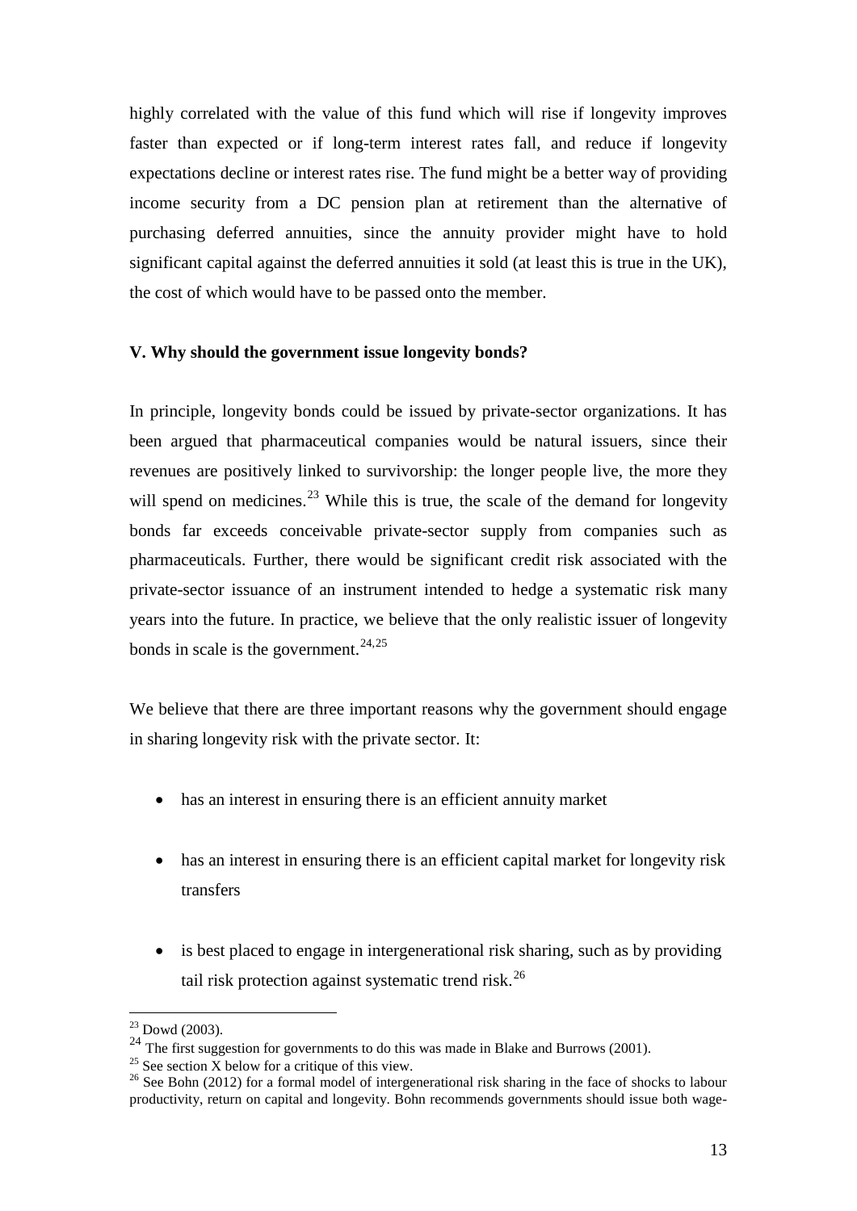highly correlated with the value of this fund which will rise if longevity improves faster than expected or if long-term interest rates fall, and reduce if longevity expectations decline or interest rates rise. The fund might be a better way of providing income security from a DC pension plan at retirement than the alternative of purchasing deferred annuities, since the annuity provider might have to hold significant capital against the deferred annuities it sold (at least this is true in the UK), the cost of which would have to be passed onto the member.

### V. Why should the government issue longevity bonds?

In principle, longevity bonds could be issued by private-sector organizations. It has been argued that pharmaceutical companies would be natural issuers, since their revenues are positively linked to survivorship: the longer people live, the more they will spend on medicines.[23] While this is true, the scale of the demand for longevity bonds far exceeds conceivable private-sector supply from companies such as pharmaceuticals. Further, there would be significant credit risk associated with the private-sector issuance of an instrument intended to hedge a systematic risk many years into the future. In practice, we believe that the only realistic issuer of longevity bonds in scale is the government.[24,25]

We believe that there are three important reasons why the government should engage in sharing longevity risk with the private sector. It:

- has an interest in ensuring there is an efficient annuity market
- has an interest in ensuring there is an efficient capital market for longevity risk transfers
- is best placed to engage in intergenerational risk sharing, such as by providing tail risk protection against systematic trend risk.[26]

---

[23] Dowd (2003).

[24] The first suggestion for governments to do this was made in Blake and Burrows (2001).

[25] See section X below for a critique of this view.

[26] See Bohn (2012) for a formal model of intergenerational risk sharing in the face of shocks to labour productivity, return on capital and longevity. Bohn recommends governments should issue both wage-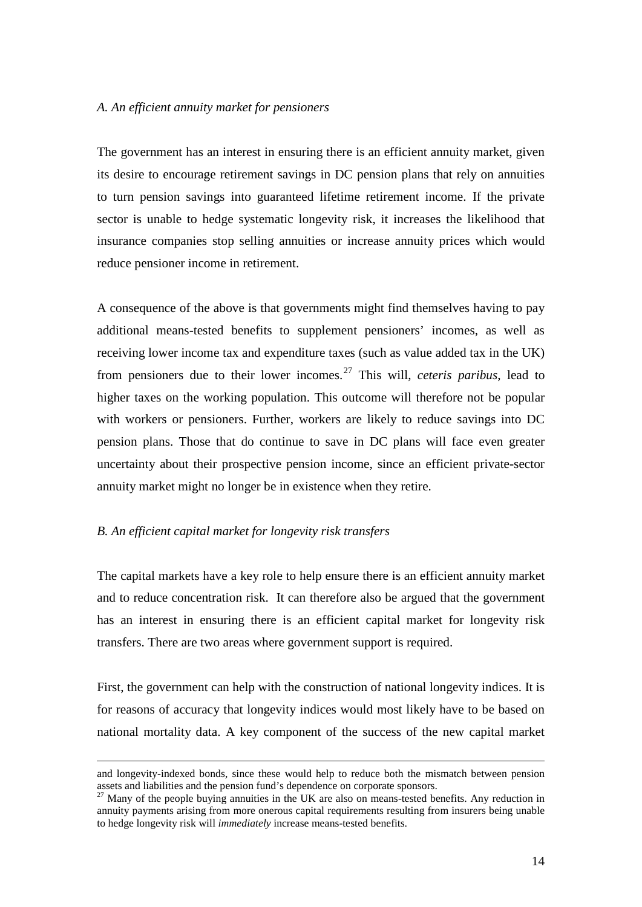*A. An efficient annuity market for pensioners*

The government has an interest in ensuring there is an efficient annuity market, given its desire to encourage retirement savings in DC pension plans that rely on annuities to turn pension savings into guaranteed lifetime retirement income. If the private sector is unable to hedge systematic longevity risk, it increases the likelihood that insurance companies stop selling annuities or increase annuity prices which would reduce pensioner income in retirement.

A consequence of the above is that governments might find themselves having to pay additional means-tested benefits to supplement pensioners' incomes, as well as receiving lower income tax and expenditure taxes (such as value added tax in the UK) from pensioners due to their lower incomes.[27] This will, *ceteris paribus*, lead to higher taxes on the working population. This outcome will therefore not be popular with workers or pensioners. Further, workers are likely to reduce savings into DC pension plans. Those that do continue to save in DC plans will face even greater uncertainty about their prospective pension income, since an efficient private-sector annuity market might no longer be in existence when they retire.

*B. An efficient capital market for longevity risk transfers*

The capital markets have a key role to help ensure there is an efficient annuity market and to reduce concentration risk. It can therefore also be argued that the government has an interest in ensuring there is an efficient capital market for longevity risk transfers. There are two areas where government support is required.

First, the government can help with the construction of national longevity indices. It is for reasons of accuracy that longevity indices would most likely have to be based on national mortality data. A key component of the success of the new capital market

---

and longevity-indexed bonds, since these would help to reduce both the mismatch between pension assets and liabilities and the pension fund's dependence on corporate sponsors.

[27] Many of the people buying annuities in the UK are also on means-tested benefits. Any reduction in annuity payments arising from more onerous capital requirements resulting from insurers being unable to hedge longevity risk will *immediately* increase means-tested benefits.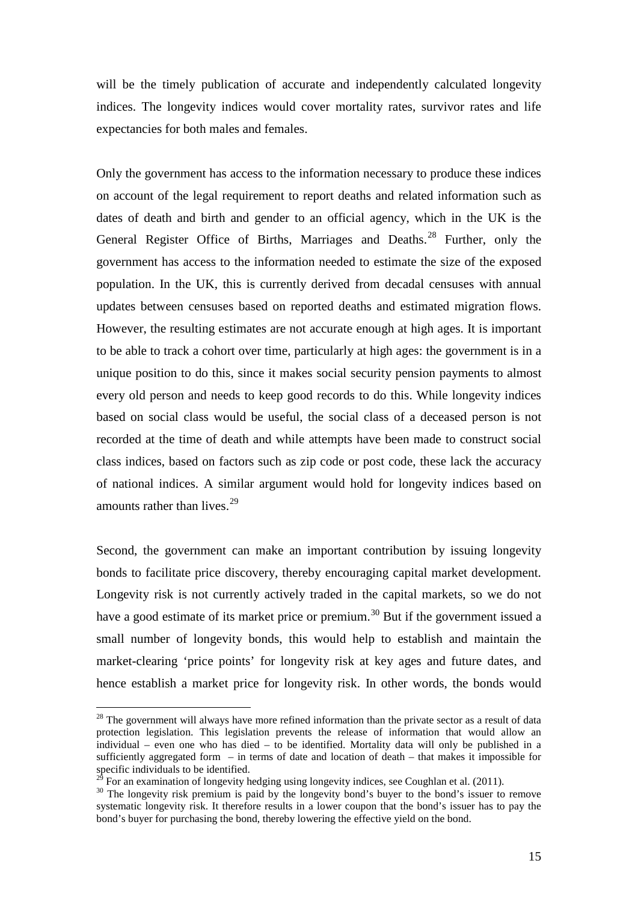will be the timely publication of accurate and independently calculated longevity indices. The longevity indices would cover mortality rates, survivor rates and life expectancies for both males and females.

Only the government has access to the information necessary to produce these indices on account of the legal requirement to report deaths and related information such as dates of death and birth and gender to an official agency, which in the UK is the General Register Office of Births, Marriages and Deaths.[28] Further, only the government has access to the information needed to estimate the size of the exposed population. In the UK, this is currently derived from decadal censuses with annual updates between censuses based on reported deaths and estimated migration flows. However, the resulting estimates are not accurate enough at high ages. It is important to be able to track a cohort over time, particularly at high ages: the government is in a unique position to do this, since it makes social security pension payments to almost every old person and needs to keep good records to do this. While longevity indices based on social class would be useful, the social class of a deceased person is not recorded at the time of death and while attempts have been made to construct social class indices, based on factors such as zip code or post code, these lack the accuracy of national indices. A similar argument would hold for longevity indices based on amounts rather than lives.[29]

Second, the government can make an important contribution by issuing longevity bonds to facilitate price discovery, thereby encouraging capital market development. Longevity risk is not currently actively traded in the capital markets, so we do not have a good estimate of its market price or premium.[30] But if the government issued a small number of longevity bonds, this would help to establish and maintain the market-clearing 'price points' for longevity risk at key ages and future dates, and hence establish a market price for longevity risk. In other words, the bonds would

---

[28] The government will always have more refined information than the private sector as a result of data protection legislation. This legislation prevents the release of information that would allow an individual – even one who has died – to be identified. Mortality data will only be published in a sufficiently aggregated form – in terms of date and location of death – that makes it impossible for specific individuals to be identified.

[29] For an examination of longevity hedging using longevity indices, see Coughlan et al. (2011).

[30] The longevity risk premium is paid by the longevity bond's buyer to the bond's issuer to remove systematic longevity risk. It therefore results in a lower coupon that the bond's issuer has to pay the bond's buyer for purchasing the bond, thereby lowering the effective yield on the bond.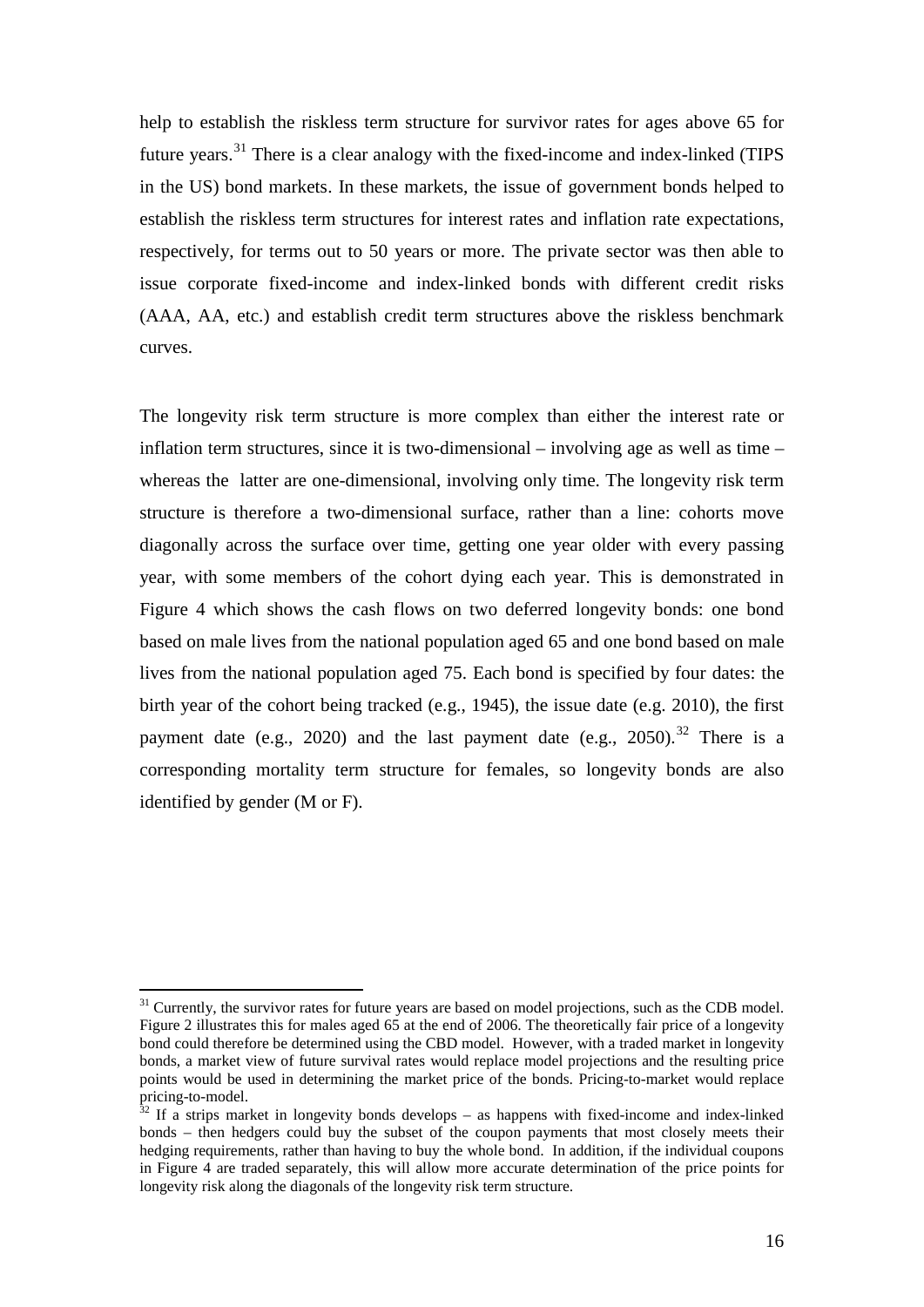help to establish the riskless term structure for survivor rates for ages above 65 for future years.[31] There is a clear analogy with the fixed-income and index-linked (TIPS in the US) bond markets. In these markets, the issue of government bonds helped to establish the riskless term structures for interest rates and inflation rate expectations, respectively, for terms out to 50 years or more. The private sector was then able to issue corporate fixed-income and index-linked bonds with different credit risks (AAA, AA, etc.) and establish credit term structures above the riskless benchmark curves.

The longevity risk term structure is more complex than either the interest rate or inflation term structures, since it is two-dimensional – involving age as well as time – whereas the latter are one-dimensional, involving only time. The longevity risk term structure is therefore a two-dimensional surface, rather than a line: cohorts move diagonally across the surface over time, getting one year older with every passing year, with some members of the cohort dying each year. This is demonstrated in Figure 4 which shows the cash flows on two deferred longevity bonds: one bond based on male lives from the national population aged 65 and one bond based on male lives from the national population aged 75. Each bond is specified by four dates: the birth year of the cohort being tracked (e.g., 1945), the issue date (e.g. 2010), the first payment date (e.g., 2020) and the last payment date (e.g., 2050).[32] There is a corresponding mortality term structure for females, so longevity bonds are also identified by gender (M or F).

---

[31] Currently, the survivor rates for future years are based on model projections, such as the CDB model. Figure 2 illustrates this for males aged 65 at the end of 2006. The theoretically fair price of a longevity bond could therefore be determined using the CBD model. However, with a traded market in longevity bonds, a market view of future survival rates would replace model projections and the resulting price points would be used in determining the market price of the bonds. Pricing-to-market would replace pricing-to-model.

[32] If a strips market in longevity bonds develops – as happens with fixed-income and index-linked bonds – then hedgers could buy the subset of the coupon payments that most closely meets their hedging requirements, rather than having to buy the whole bond. In addition, if the individual coupons in Figure 4 are traded separately, this will allow more accurate determination of the price points for longevity risk along the diagonals of the longevity risk term structure.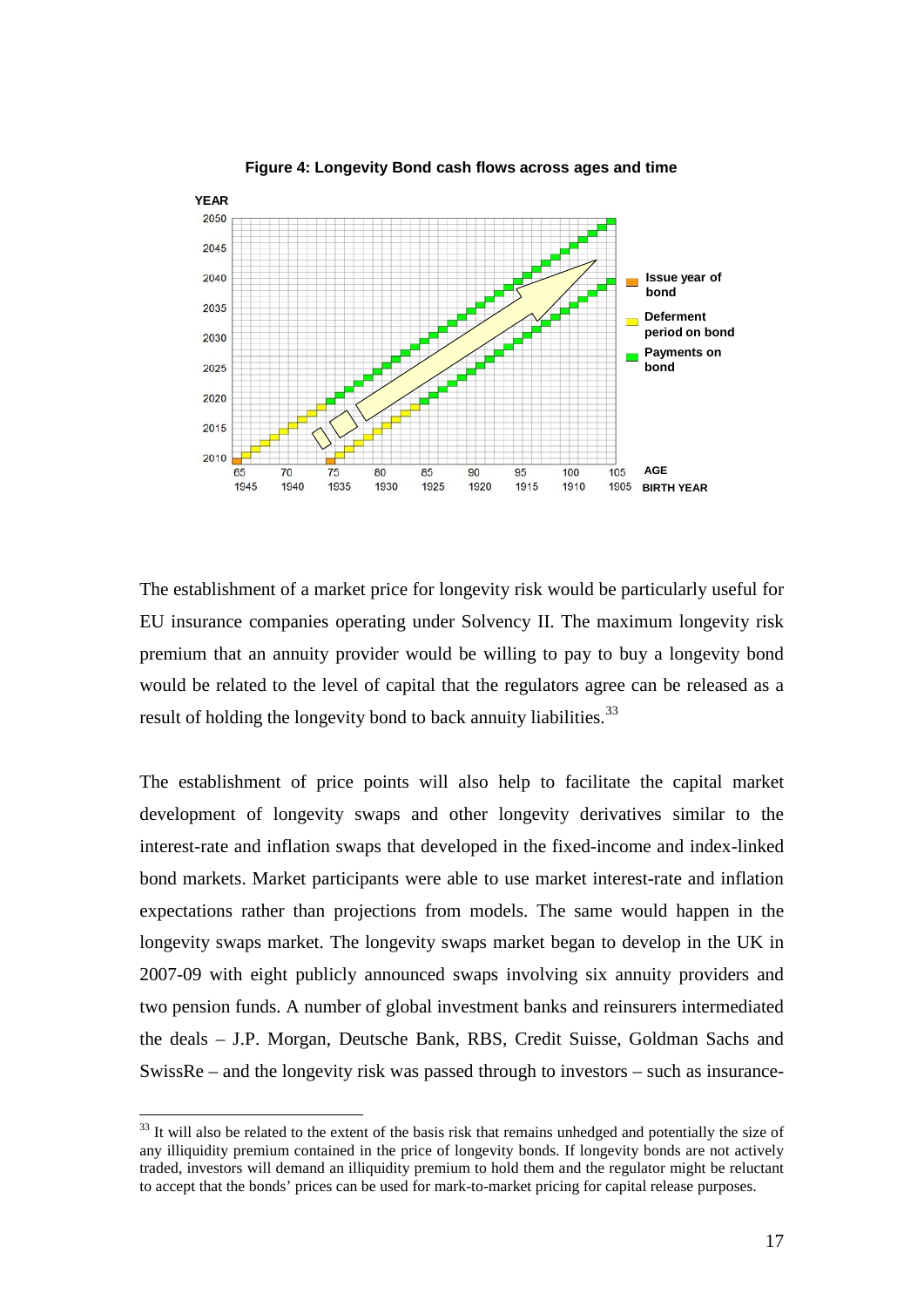**Figure 4: Longevity Bond cash flows across ages and time**

The establishment of a market price for longevity risk would be particularly useful for EU insurance companies operating under Solvency II. The maximum longevity risk premium that an annuity provider would be willing to pay to buy a longevity bond would be related to the level of capital that the regulators agree can be released as a result of holding the longevity bond to back annuity liabilities.[33]

The establishment of price points will also help to facilitate the capital market development of longevity swaps and other longevity derivatives similar to the interest-rate and inflation swaps that developed in the fixed-income and index-linked bond markets. Market participants were able to use market interest-rate and inflation expectations rather than projections from models. The same would happen in the longevity swaps market. The longevity swaps market began to develop in the UK in 2007-09 with eight publicly announced swaps involving six annuity providers and two pension funds. A number of global investment banks and reinsurers intermediated the deals – J.P. Morgan, Deutsche Bank, RBS, Credit Suisse, Goldman Sachs and SwissRe – and the longevity risk was passed through to investors – such as insurance-

[33] It will also be related to the extent of the basis risk that remains unhedged and potentially the size of any illiquidity premium contained in the price of longevity bonds. If longevity bonds are not actively traded, investors will demand an illiquidity premium to hold them and the regulator might be reluctant to accept that the bonds' prices can be used for mark-to-market pricing for capital release purposes.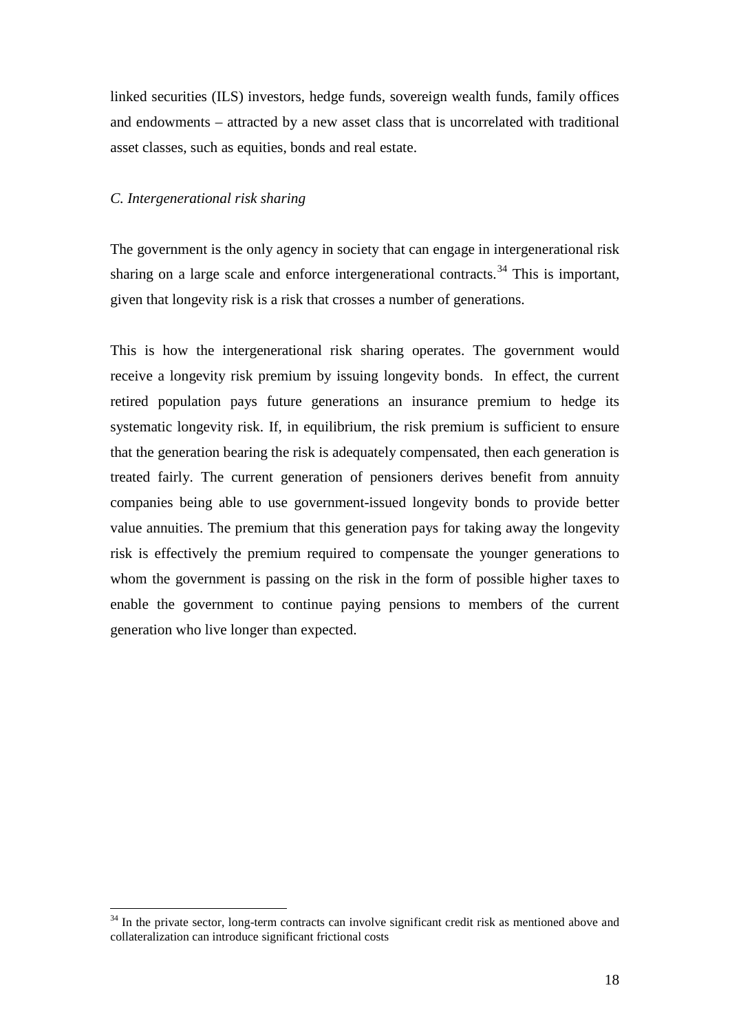linked securities (ILS) investors, hedge funds, sovereign wealth funds, family offices and endowments – attracted by a new asset class that is uncorrelated with traditional asset classes, such as equities, bonds and real estate.

### *C. Intergenerational risk sharing*

The government is the only agency in society that can engage in intergenerational risk sharing on a large scale and enforce intergenerational contracts.[34] This is important, given that longevity risk is a risk that crosses a number of generations.

This is how the intergenerational risk sharing operates. The government would receive a longevity risk premium by issuing longevity bonds. In effect, the current retired population pays future generations an insurance premium to hedge its systematic longevity risk. If, in equilibrium, the risk premium is sufficient to ensure that the generation bearing the risk is adequately compensated, then each generation is treated fairly. The current generation of pensioners derives benefit from annuity companies being able to use government-issued longevity bonds to provide better value annuities. The premium that this generation pays for taking away the longevity risk is effectively the premium required to compensate the younger generations to whom the government is passing on the risk in the form of possible higher taxes to enable the government to continue paying pensions to members of the current generation who live longer than expected.

[34] In the private sector, long-term contracts can involve significant credit risk as mentioned above and collateralization can introduce significant frictional costs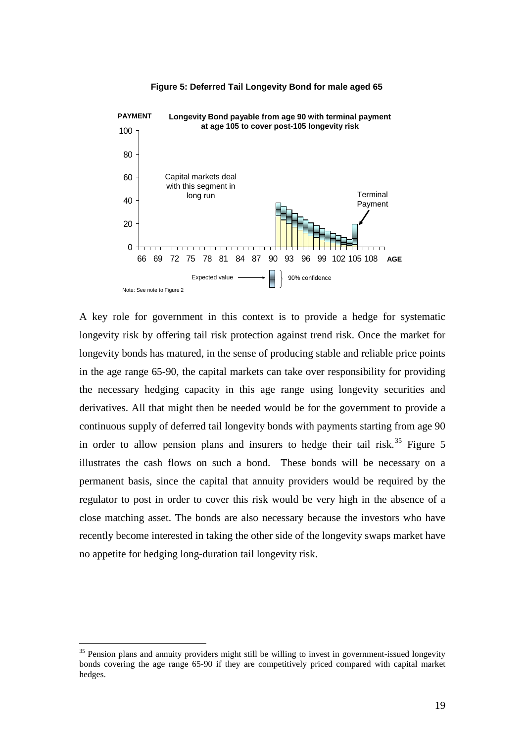**Figure 5: Deferred Tail Longevity Bond for male aged 65**

A key role for government in this context is to provide a hedge for systematic longevity risk by offering tail risk protection against trend risk. Once the market for longevity bonds has matured, in the sense of producing stable and reliable price points in the age range 65-90, the capital markets can take over responsibility for providing the necessary hedging capacity in this age range using longevity securities and derivatives. All that might then be needed would be for the government to provide a continuous supply of deferred tail longevity bonds with payments starting from age 90 in order to allow pension plans and insurers to hedge their tail risk.[35] Figure 5 illustrates the cash flows on such a bond. These bonds will be necessary on a permanent basis, since the capital that annuity providers would be required by the regulator to post in order to cover this risk would be very high in the absence of a close matching asset. The bonds are also necessary because the investors who have recently become interested in taking the other side of the longevity swaps market have no appetite for hedging long-duration tail longevity risk.

[35] Pension plans and annuity providers might still be willing to invest in government-issued longevity bonds covering the age range 65-90 if they are competitively priced compared with capital market hedges.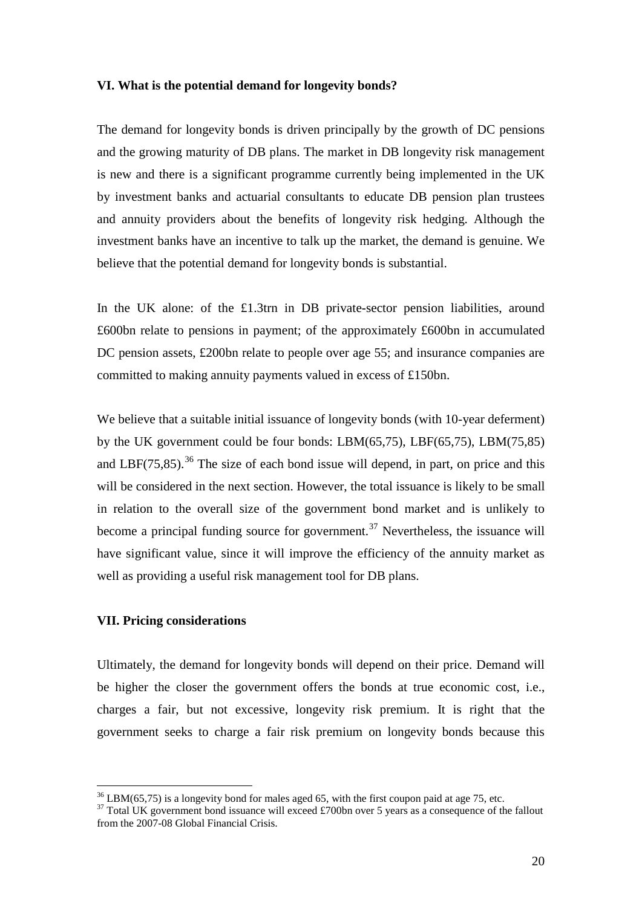**VI. What is the potential demand for longevity bonds?**

The demand for longevity bonds is driven principally by the growth of DC pensions and the growing maturity of DB plans. The market in DB longevity risk management is new and there is a significant programme currently being implemented in the UK by investment banks and actuarial consultants to educate DB pension plan trustees and annuity providers about the benefits of longevity risk hedging. Although the investment banks have an incentive to talk up the market, the demand is genuine. We believe that the potential demand for longevity bonds is substantial.

In the UK alone: of the £1.3trn in DB private-sector pension liabilities, around £600bn relate to pensions in payment; of the approximately £600bn in accumulated DC pension assets, £200bn relate to people over age 55; and insurance companies are committed to making annuity payments valued in excess of £150bn.

We believe that a suitable initial issuance of longevity bonds (with 10-year deferment) by the UK government could be four bonds: LBM(65,75), LBF(65,75), LBM(75,85) and LBF(75,85).[36] The size of each bond issue will depend, in part, on price and this will be considered in the next section. However, the total issuance is likely to be small in relation to the overall size of the government bond market and is unlikely to become a principal funding source for government.[37] Nevertheless, the issuance will have significant value, since it will improve the efficiency of the annuity market as well as providing a useful risk management tool for DB plans.

**VII. Pricing considerations**

Ultimately, the demand for longevity bonds will depend on their price. Demand will be higher the closer the government offers the bonds at true economic cost, i.e., charges a fair, but not excessive, longevity risk premium. It is right that the government seeks to charge a fair risk premium on longevity bonds because this

[36] LBM(65,75) is a longevity bond for males aged 65, with the first coupon paid at age 75, etc.

[37] Total UK government bond issuance will exceed £700bn over 5 years as a consequence of the fallout from the 2007-08 Global Financial Crisis.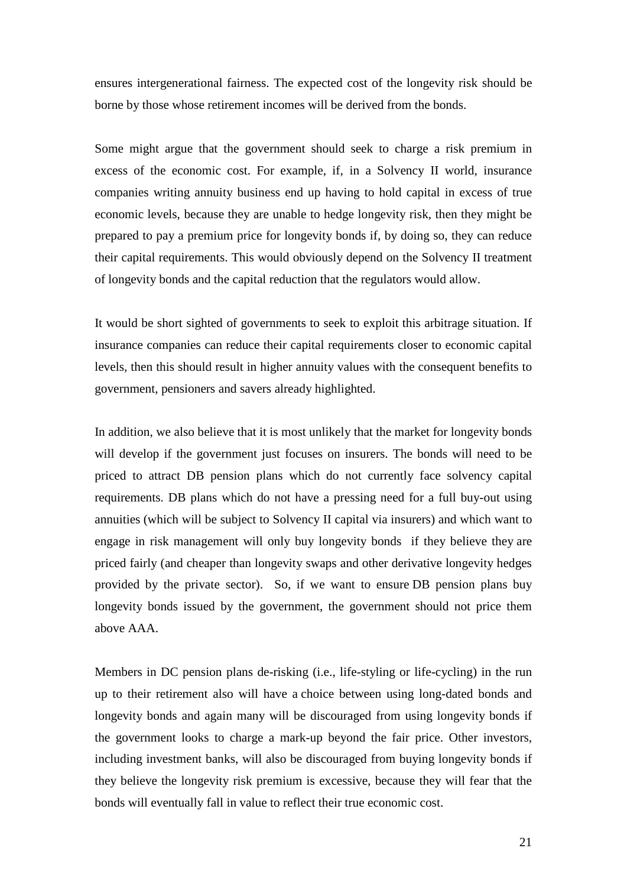ensures intergenerational fairness. The expected cost of the longevity risk should be borne by those whose retirement incomes will be derived from the bonds.

Some might argue that the government should seek to charge a risk premium in excess of the economic cost. For example, if, in a Solvency II world, insurance companies writing annuity business end up having to hold capital in excess of true economic levels, because they are unable to hedge longevity risk, then they might be prepared to pay a premium price for longevity bonds if, by doing so, they can reduce their capital requirements. This would obviously depend on the Solvency II treatment of longevity bonds and the capital reduction that the regulators would allow.

It would be short sighted of governments to seek to exploit this arbitrage situation. If insurance companies can reduce their capital requirements closer to economic capital levels, then this should result in higher annuity values with the consequent benefits to government, pensioners and savers already highlighted.

In addition, we also believe that it is most unlikely that the market for longevity bonds will develop if the government just focuses on insurers. The bonds will need to be priced to attract DB pension plans which do not currently face solvency capital requirements. DB plans which do not have a pressing need for a full buy-out using annuities (which will be subject to Solvency II capital via insurers) and which want to engage in risk management will only buy longevity bonds if they believe they are priced fairly (and cheaper than longevity swaps and other derivative longevity hedges provided by the private sector). So, if we want to ensure DB pension plans buy longevity bonds issued by the government, the government should not price them above AAA.

Members in DC pension plans de-risking (i.e., life-styling or life-cycling) in the run up to their retirement also will have a choice between using long-dated bonds and longevity bonds and again many will be discouraged from using longevity bonds if the government looks to charge a mark-up beyond the fair price. Other investors, including investment banks, will also be discouraged from buying longevity bonds if they believe the longevity risk premium is excessive, because they will fear that the bonds will eventually fall in value to reflect their true economic cost.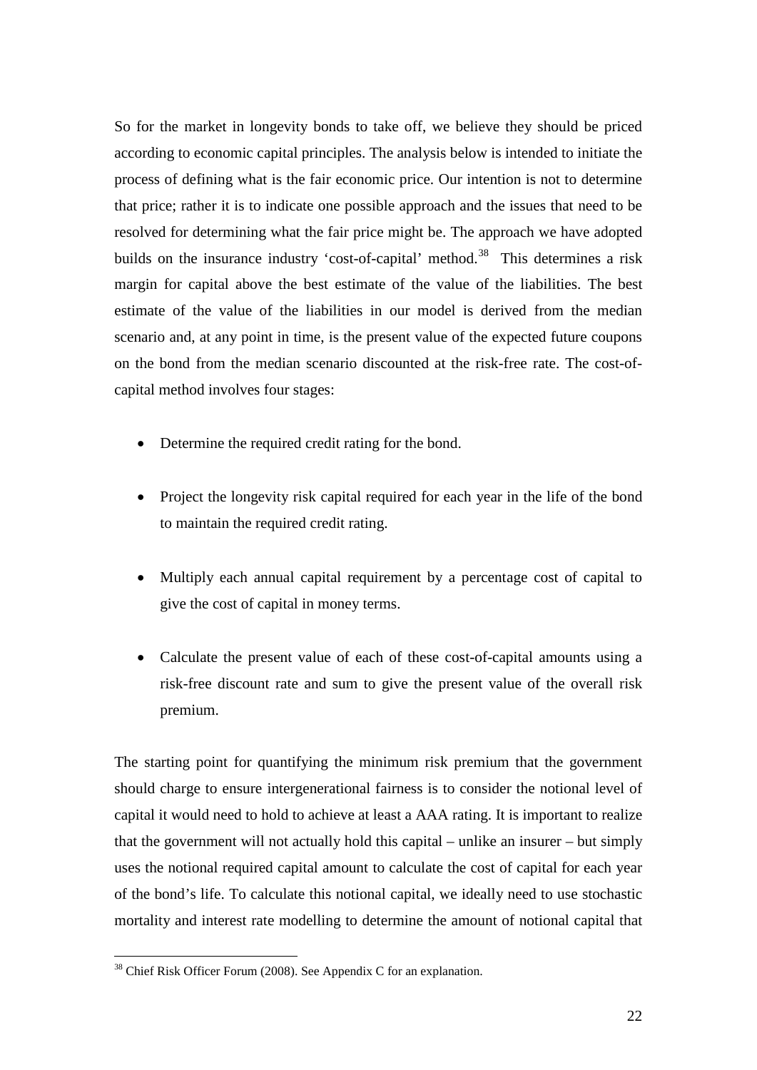So for the market in longevity bonds to take off, we believe they should be priced according to economic capital principles. The analysis below is intended to initiate the process of defining what is the fair economic price. Our intention is not to determine that price; rather it is to indicate one possible approach and the issues that need to be resolved for determining what the fair price might be. The approach we have adopted builds on the insurance industry 'cost-of-capital' method.[38] This determines a risk margin for capital above the best estimate of the value of the liabilities. The best estimate of the value of the liabilities in our model is derived from the median scenario and, at any point in time, is the present value of the expected future coupons on the bond from the median scenario discounted at the risk-free rate. The cost-of-capital method involves four stages:

- Determine the required credit rating for the bond.
- Project the longevity risk capital required for each year in the life of the bond to maintain the required credit rating.
- Multiply each annual capital requirement by a percentage cost of capital to give the cost of capital in money terms.
- Calculate the present value of each of these cost-of-capital amounts using a risk-free discount rate and sum to give the present value of the overall risk premium.

The starting point for quantifying the minimum risk premium that the government should charge to ensure intergenerational fairness is to consider the notional level of capital it would need to hold to achieve at least a AAA rating. It is important to realize that the government will not actually hold this capital – unlike an insurer – but simply uses the notional required capital amount to calculate the cost of capital for each year of the bond's life. To calculate this notional capital, we ideally need to use stochastic mortality and interest rate modelling to determine the amount of notional capital that

[38] Chief Risk Officer Forum (2008). See Appendix C for an explanation.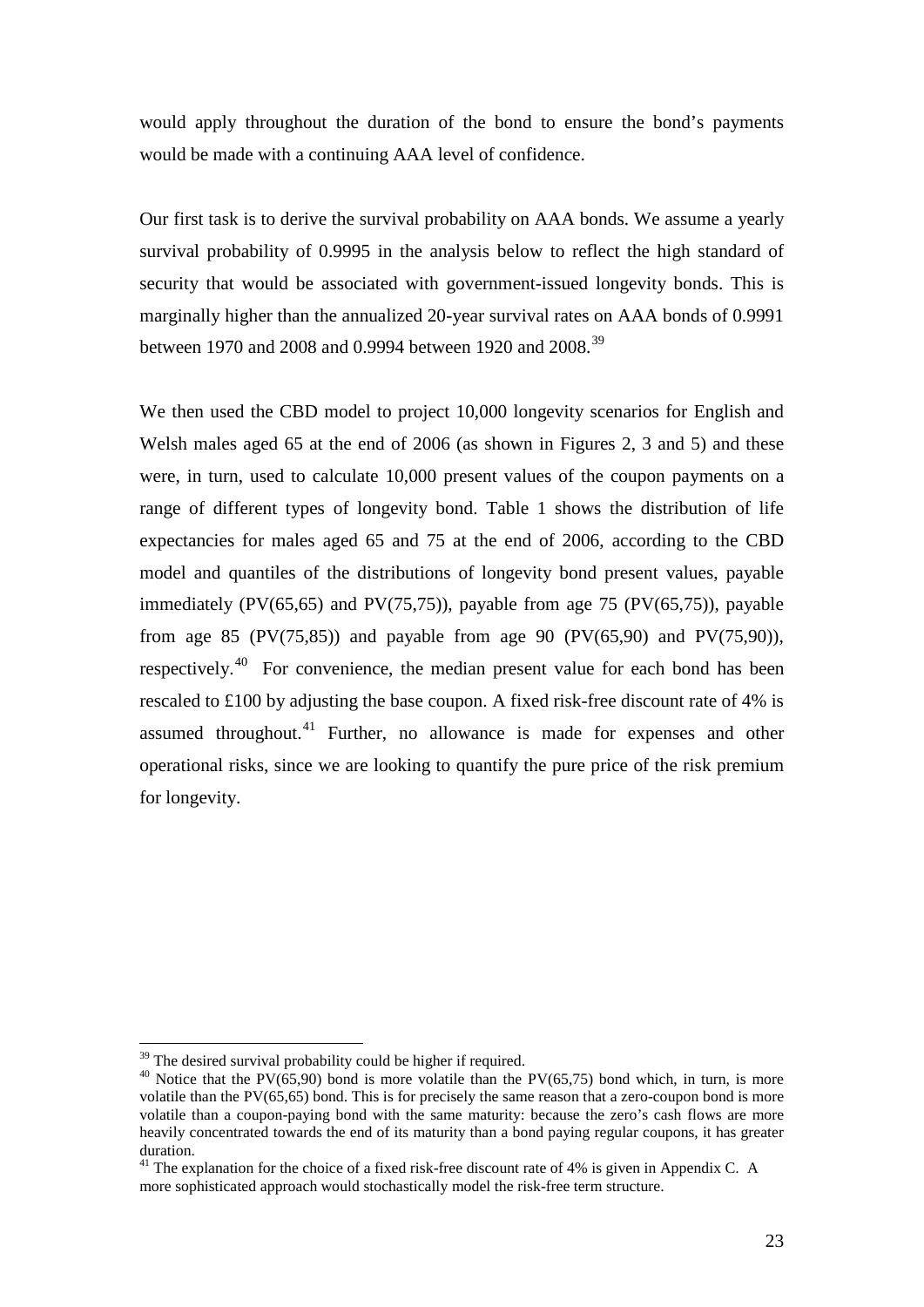would apply throughout the duration of the bond to ensure the bond's payments would be made with a continuing AAA level of confidence.

Our first task is to derive the survival probability on AAA bonds. We assume a yearly survival probability of 0.9995 in the analysis below to reflect the high standard of security that would be associated with government-issued longevity bonds. This is marginally higher than the annualized 20-year survival rates on AAA bonds of 0.9991 between 1970 and 2008 and 0.9994 between 1920 and 2008.[39]

We then used the CBD model to project 10,000 longevity scenarios for English and Welsh males aged 65 at the end of 2006 (as shown in Figures 2, 3 and 5) and these were, in turn, used to calculate 10,000 present values of the coupon payments on a range of different types of longevity bond. Table 1 shows the distribution of life expectancies for males aged 65 and 75 at the end of 2006, according to the CBD model and quantiles of the distributions of longevity bond present values, payable immediately (PV(65,65) and PV(75,75)), payable from age 75 (PV(65,75)), payable from age 85 (PV(75,85)) and payable from age 90 (PV(65,90) and PV(75,90)), respectively.[40] For convenience, the median present value for each bond has been rescaled to £100 by adjusting the base coupon. A fixed risk-free discount rate of 4% is assumed throughout.[41] Further, no allowance is made for expenses and other operational risks, since we are looking to quantify the pure price of the risk premium for longevity.

---

[39] The desired survival probability could be higher if required.

[40] Notice that the PV(65,90) bond is more volatile than the PV(65,75) bond which, in turn, is more volatile than the PV(65,65) bond. This is for precisely the same reason that a zero-coupon bond is more volatile than a coupon-paying bond with the same maturity: because the zero's cash flows are more heavily concentrated towards the end of its maturity than a bond paying regular coupons, it has greater duration.

[41] The explanation for the choice of a fixed risk-free discount rate of 4% is given in Appendix C. A more sophisticated approach would stochastically model the risk-free term structure.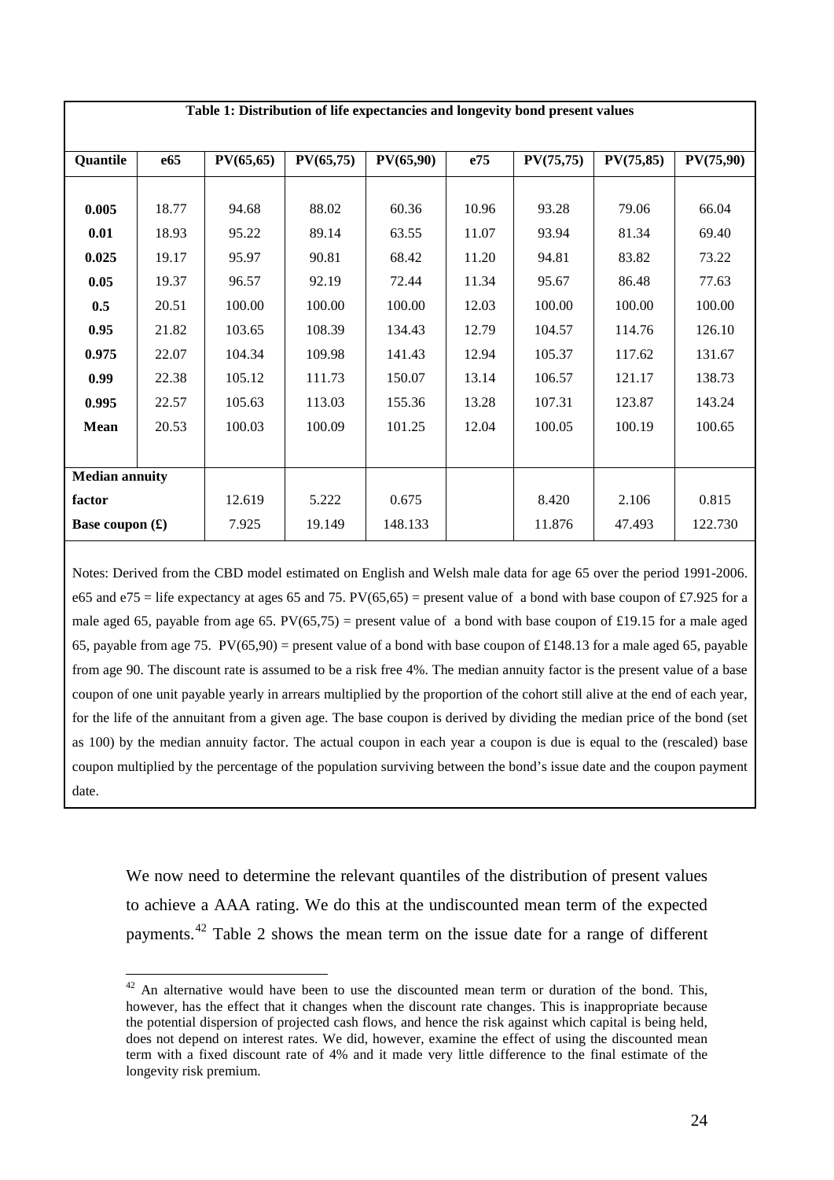**Table 1: Distribution of life expectancies and longevity bond present values**

| Quantile | e65 | PV(65,65) | PV(65,75) | PV(65,90) | e75 | PV(75,75) | PV(75,85) | PV(75,90) |
|---|---|---|---|---|---|---|---|---|
| **0.005** | 18.77 | 94.68 | 88.02 | 60.36 | 10.96 | 93.28 | 79.06 | 66.04 |
| **0.01** | 18.93 | 95.22 | 89.14 | 63.55 | 11.07 | 93.94 | 81.34 | 69.40 |
| **0.025** | 19.17 | 95.97 | 90.81 | 68.42 | 11.20 | 94.81 | 83.82 | 73.22 |
| **0.05** | 19.37 | 96.57 | 92.19 | 72.44 | 11.34 | 95.67 | 86.48 | 77.63 |
| **0.5** | 20.51 | 100.00 | 100.00 | 100.00 | 12.03 | 100.00 | 100.00 | 100.00 |
| **0.95** | 21.82 | 103.65 | 108.39 | 134.43 | 12.79 | 104.57 | 114.76 | 126.10 |
| **0.975** | 22.07 | 104.34 | 109.98 | 141.43 | 12.94 | 105.37 | 117.62 | 131.67 |
| **0.99** | 22.38 | 105.12 | 111.73 | 150.07 | 13.14 | 106.57 | 121.17 | 138.73 |
| **0.995** | 22.57 | 105.63 | 113.03 | 155.36 | 13.28 | 107.31 | 123.87 | 143.24 |
| **Mean** | 20.53 | 100.03 | 100.09 | 101.25 | 12.04 | 100.05 | 100.19 | 100.65 |
| **Median annuity factor** | | 12.619 | 5.222 | 0.675 | | 8.420 | 2.106 | 0.815 |
| **Base coupon (£)** | | 7.925 | 19.149 | 148.133 | | 11.876 | 47.493 | 122.730 |

Notes: Derived from the CBD model estimated on English and Welsh male data for age 65 over the period 1991-2006. e65 and e75 = life expectancy at ages 65 and 75. PV(65,65) = present value of a bond with base coupon of £7.925 for a male aged 65, payable from age 65. PV(65,75) = present value of a bond with base coupon of £19.15 for a male aged 65, payable from age 75. PV(65,90) = present value of a bond with base coupon of £148.13 for a male aged 65, payable from age 90. The discount rate is assumed to be a risk free 4%. The median annuity factor is the present value of a base coupon of one unit payable yearly in arrears multiplied by the proportion of the cohort still alive at the end of each year, for the life of the annuitant from a given age. The base coupon is derived by dividing the median price of the bond (set as 100) by the median annuity factor. The actual coupon in each year a coupon is due is equal to the (rescaled) base coupon multiplied by the percentage of the population surviving between the bond's issue date and the coupon payment date.

We now need to determine the relevant quantiles of the distribution of present values to achieve a AAA rating. We do this at the undiscounted mean term of the expected payments.[42] Table 2 shows the mean term on the issue date for a range of different

[42] An alternative would have been to use the discounted mean term or duration of the bond. This, however, has the effect that it changes when the discount rate changes. This is inappropriate because the potential dispersion of projected cash flows, and hence the risk against which capital is being held, does not depend on interest rates. We did, however, examine the effect of using the discounted mean term with a fixed discount rate of 4% and it made very little difference to the final estimate of the longevity risk premium.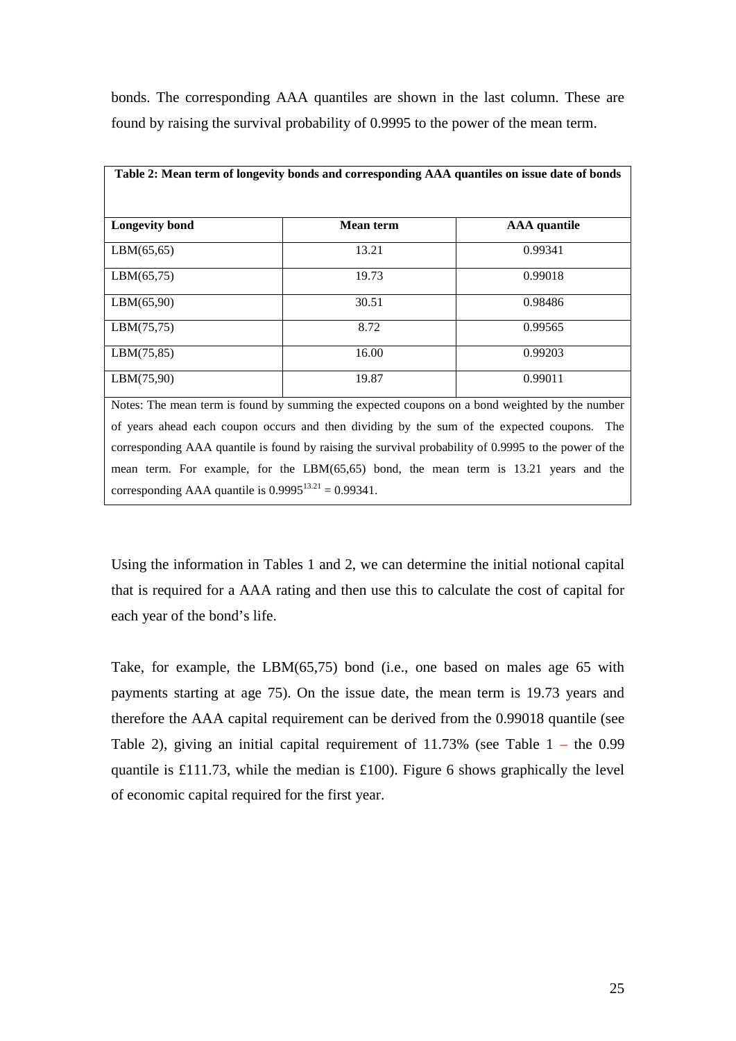bonds. The corresponding AAA quantiles are shown in the last column. These are found by raising the survival probability of 0.9995 to the power of the mean term.

**Table 2: Mean term of longevity bonds and corresponding AAA quantiles on issue date of bonds**

| **Longevity bond** | **Mean term** | **AAA quantile** |
|---|---|---|
| LBM(65,65) | 13.21 | 0.99341 |
| LBM(65,75) | 19.73 | 0.99018 |
| LBM(65,90) | 30.51 | 0.98486 |
| LBM(75,75) | 8.72 | 0.99565 |
| LBM(75,85) | 16.00 | 0.99203 |
| LBM(75,90) | 19.87 | 0.99011 |

Notes: The mean term is found by summing the expected coupons on a bond weighted by the number of years ahead each coupon occurs and then dividing by the sum of the expected coupons. The corresponding AAA quantile is found by raising the survival probability of 0.9995 to the power of the mean term. For example, for the LBM(65,65) bond, the mean term is 13.21 years and the corresponding AAA quantile is $0.9995^{13.21} = 0.99341$.

Using the information in Tables 1 and 2, we can determine the initial notional capital that is required for a AAA rating and then use this to calculate the cost of capital for each year of the bond's life.

Take, for example, the LBM(65,75) bond (i.e., one based on males age 65 with payments starting at age 75). On the issue date, the mean term is 19.73 years and therefore the AAA capital requirement can be derived from the 0.99018 quantile (see Table 2), giving an initial capital requirement of 11.73% (see Table 1 – the 0.99 quantile is £111.73, while the median is £100). Figure 6 shows graphically the level of economic capital required for the first year.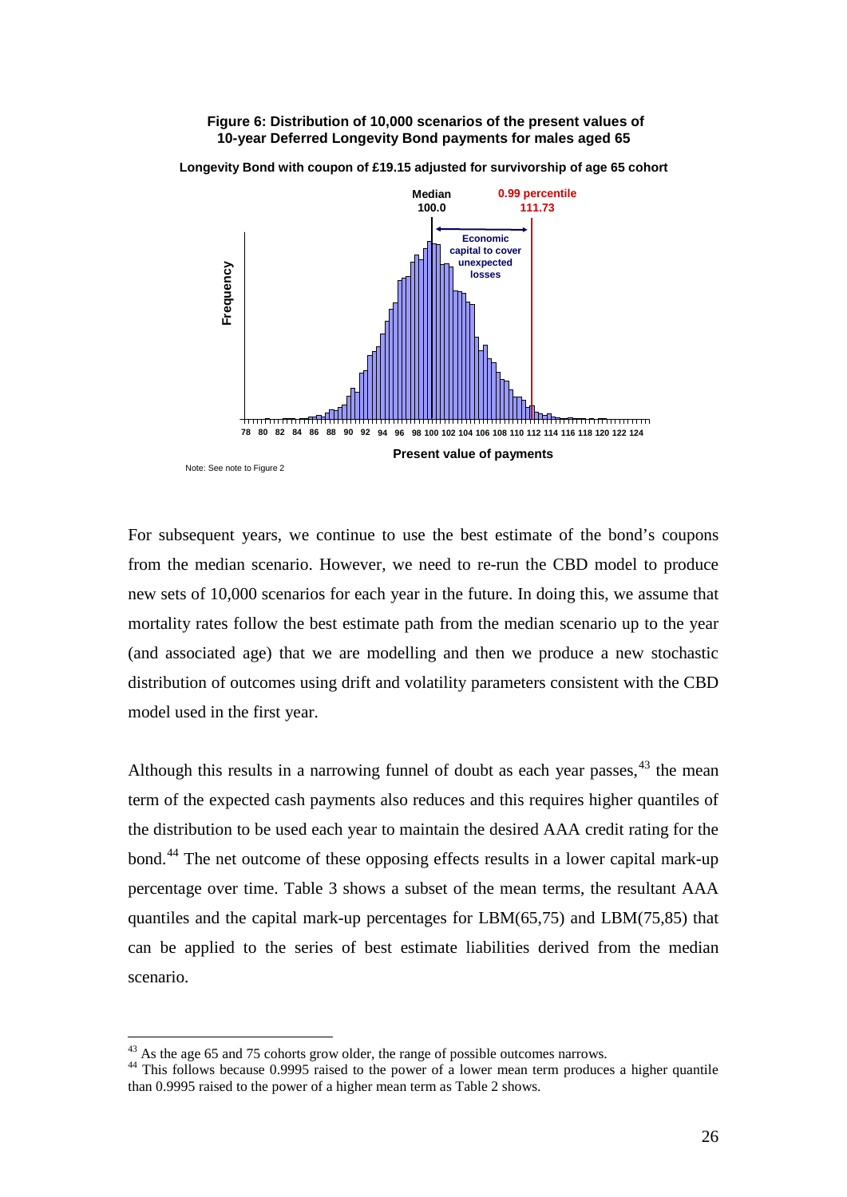**Figure 6: Distribution of 10,000 scenarios of the present values of 10-year Deferred Longevity Bond payments for males aged 65**

**Longevity Bond with coupon of £19.15 adjusted for survivorship of age 65 cohort**

Note: See note to Figure 2

For subsequent years, we continue to use the best estimate of the bond's coupons from the median scenario. However, we need to re-run the CBD model to produce new sets of 10,000 scenarios for each year in the future. In doing this, we assume that mortality rates follow the best estimate path from the median scenario up to the year (and associated age) that we are modelling and then we produce a new stochastic distribution of outcomes using drift and volatility parameters consistent with the CBD model used in the first year.

Although this results in a narrowing funnel of doubt as each year passes,[43] the mean term of the expected cash payments also reduces and this requires higher quantiles of the distribution to be used each year to maintain the desired AAA credit rating for the bond.[44] The net outcome of these opposing effects results in a lower capital mark-up percentage over time. Table 3 shows a subset of the mean terms, the resultant AAA quantiles and the capital mark-up percentages for LBM(65,75) and LBM(75,85) that can be applied to the series of best estimate liabilities derived from the median scenario.

[43] As the age 65 and 75 cohorts grow older, the range of possible outcomes narrows.

[44] This follows because 0.9995 raised to the power of a lower mean term produces a higher quantile than 0.9995 raised to the power of a higher mean term as Table 2 shows.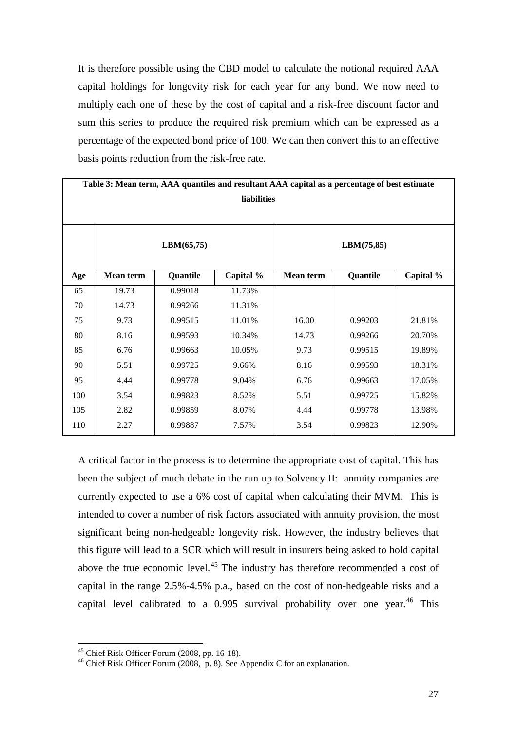It is therefore possible using the CBD model to calculate the notional required AAA capital holdings for longevity risk for each year for any bond. We now need to multiply each one of these by the cost of capital and a risk-free discount factor and sum this series to produce the required risk premium which can be expressed as a percentage of the expected bond price of 100. We can then convert this to an effective basis points reduction from the risk-free rate.

**Table 3: Mean term, AAA quantiles and resultant AAA capital as a percentage of best estimate liabilities**

| | LBM(65,75) | | | LBM(75,85) | | |
|---|---|---|---|---|---|---|
| **Age** | **Mean term** | **Quantile** | **Capital %** | **Mean term** | **Quantile** | **Capital %** |
| 65 | 19.73 | 0.99018 | 11.73% | | | |
| 70 | 14.73 | 0.99266 | 11.31% | | | |
| 75 | 9.73 | 0.99515 | 11.01% | 16.00 | 0.99203 | 21.81% |
| 80 | 8.16 | 0.99593 | 10.34% | 14.73 | 0.99266 | 20.70% |
| 85 | 6.76 | 0.99663 | 10.05% | 9.73 | 0.99515 | 19.89% |
| 90 | 5.51 | 0.99725 | 9.66% | 8.16 | 0.99593 | 18.31% |
| 95 | 4.44 | 0.99778 | 9.04% | 6.76 | 0.99663 | 17.05% |
| 100 | 3.54 | 0.99823 | 8.52% | 5.51 | 0.99725 | 15.82% |
| 105 | 2.82 | 0.99859 | 8.07% | 4.44 | 0.99778 | 13.98% |
| 110 | 2.27 | 0.99887 | 7.57% | 3.54 | 0.99823 | 12.90% |

A critical factor in the process is to determine the appropriate cost of capital. This has been the subject of much debate in the run up to Solvency II: annuity companies are currently expected to use a 6% cost of capital when calculating their MVM. This is intended to cover a number of risk factors associated with annuity provision, the most significant being non-hedgeable longevity risk. However, the industry believes that this figure will lead to a SCR which will result in insurers being asked to hold capital above the true economic level.[45] The industry has therefore recommended a cost of capital in the range 2.5%-4.5% p.a., based on the cost of non-hedgeable risks and a capital level calibrated to a 0.995 survival probability over one year.[46] This

[45] Chief Risk Officer Forum (2008, pp. 16-18).

[46] Chief Risk Officer Forum (2008, p. 8). See Appendix C for an explanation.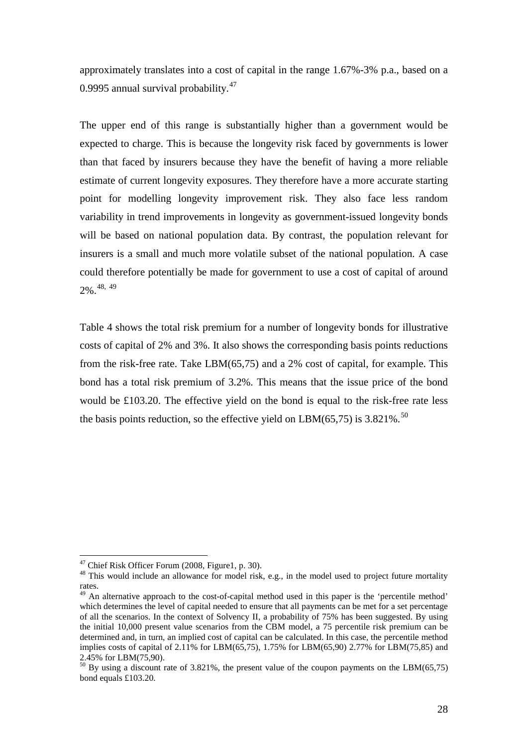approximately translates into a cost of capital in the range 1.67%-3% p.a., based on a 0.9995 annual survival probability.[47]

The upper end of this range is substantially higher than a government would be expected to charge. This is because the longevity risk faced by governments is lower than that faced by insurers because they have the benefit of having a more reliable estimate of current longevity exposures. They therefore have a more accurate starting point for modelling longevity improvement risk. They also face less random variability in trend improvements in longevity as government-issued longevity bonds will be based on national population data. By contrast, the population relevant for insurers is a small and much more volatile subset of the national population. A case could therefore potentially be made for government to use a cost of capital of around 2%.[48, 49]

Table 4 shows the total risk premium for a number of longevity bonds for illustrative costs of capital of 2% and 3%. It also shows the corresponding basis points reductions from the risk-free rate. Take LBM(65,75) and a 2% cost of capital, for example. This bond has a total risk premium of 3.2%. This means that the issue price of the bond would be £103.20. The effective yield on the bond is equal to the risk-free rate less the basis points reduction, so the effective yield on LBM(65,75) is 3.821%.[50]

---

[47] Chief Risk Officer Forum (2008, Figure1, p. 30).

[48] This would include an allowance for model risk, e.g., in the model used to project future mortality rates.

[49] An alternative approach to the cost-of-capital method used in this paper is the 'percentile method' which determines the level of capital needed to ensure that all payments can be met for a set percentage of all the scenarios. In the context of Solvency II, a probability of 75% has been suggested. By using the initial 10,000 present value scenarios from the CBM model, a 75 percentile risk premium can be determined and, in turn, an implied cost of capital can be calculated. In this case, the percentile method implies costs of capital of 2.11% for LBM(65,75), 1.75% for LBM(65,90) 2.77% for LBM(75,85) and 2.45% for LBM(75,90).

[50] By using a discount rate of 3.821%, the present value of the coupon payments on the LBM(65,75) bond equals £103.20.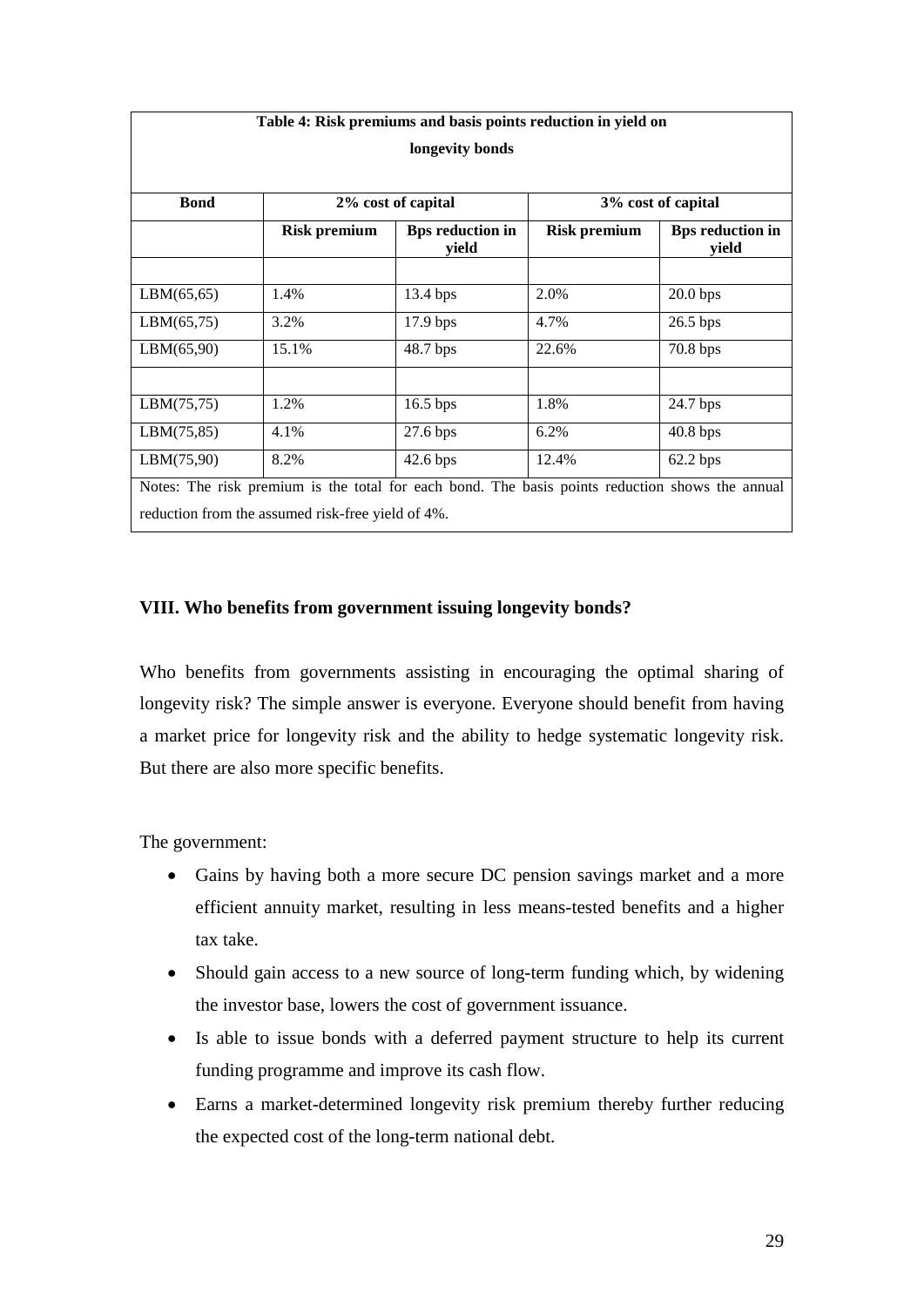**Table 4: Risk premiums and basis points reduction in yield on longevity bonds**

| Bond | 2% cost of capital | | 3% cost of capital | |
|---|---|---|---|---|
| | **Risk premium** | **Bps reduction in yield** | **Risk premium** | **Bps reduction in yield** |
| | | | | |
| LBM(65,65) | 1.4% | 13.4 bps | 2.0% | 20.0 bps |
| LBM(65,75) | 3.2% | 17.9 bps | 4.7% | 26.5 bps |
| LBM(65,90) | 15.1% | 48.7 bps | 22.6% | 70.8 bps |
| | | | | |
| LBM(75,75) | 1.2% | 16.5 bps | 1.8% | 24.7 bps |
| LBM(75,85) | 4.1% | 27.6 bps | 6.2% | 40.8 bps |
| LBM(75,90) | 8.2% | 42.6 bps | 12.4% | 62.2 bps |

Notes: The risk premium is the total for each bond. The basis points reduction shows the annual reduction from the assumed risk-free yield of 4%.

## VIII. Who benefits from government issuing longevity bonds?

Who benefits from governments assisting in encouraging the optimal sharing of longevity risk? The simple answer is everyone. Everyone should benefit from having a market price for longevity risk and the ability to hedge systematic longevity risk. But there are also more specific benefits.

The government:

- Gains by having both a more secure DC pension savings market and a more efficient annuity market, resulting in less means-tested benefits and a higher tax take.
- Should gain access to a new source of long-term funding which, by widening the investor base, lowers the cost of government issuance.
- Is able to issue bonds with a deferred payment structure to help its current funding programme and improve its cash flow.
- Earns a market-determined longevity risk premium thereby further reducing the expected cost of the long-term national debt.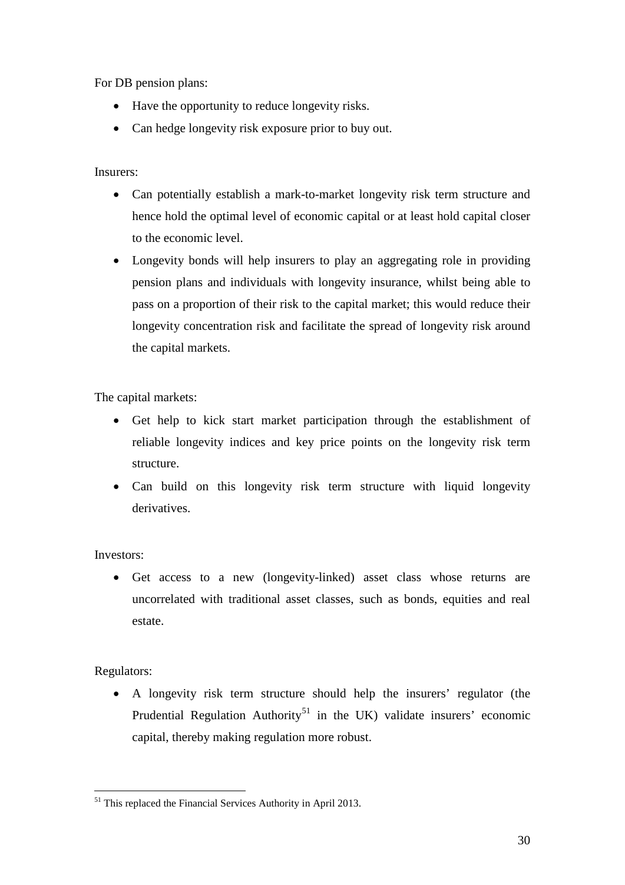For DB pension plans:

- Have the opportunity to reduce longevity risks.
- Can hedge longevity risk exposure prior to buy out.

Insurers:

- Can potentially establish a mark-to-market longevity risk term structure and hence hold the optimal level of economic capital or at least hold capital closer to the economic level.
- Longevity bonds will help insurers to play an aggregating role in providing pension plans and individuals with longevity insurance, whilst being able to pass on a proportion of their risk to the capital market; this would reduce their longevity concentration risk and facilitate the spread of longevity risk around the capital markets.

The capital markets:

- Get help to kick start market participation through the establishment of reliable longevity indices and key price points on the longevity risk term structure.
- Can build on this longevity risk term structure with liquid longevity derivatives.

Investors:

- Get access to a new (longevity-linked) asset class whose returns are uncorrelated with traditional asset classes, such as bonds, equities and real estate.

Regulators:

- A longevity risk term structure should help the insurers' regulator (the Prudential Regulation Authority[51] in the UK) validate insurers' economic capital, thereby making regulation more robust.

[51] This replaced the Financial Services Authority in April 2013.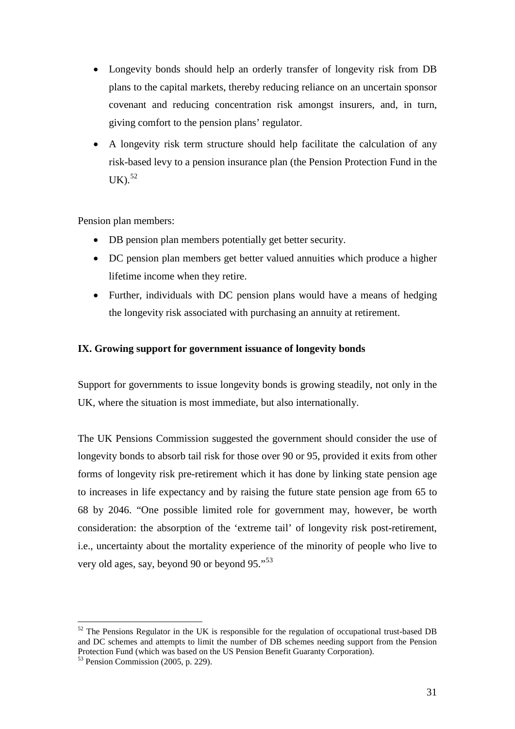- Longevity bonds should help an orderly transfer of longevity risk from DB plans to the capital markets, thereby reducing reliance on an uncertain sponsor covenant and reducing concentration risk amongst insurers, and, in turn, giving comfort to the pension plans' regulator.
- A longevity risk term structure should help facilitate the calculation of any risk-based levy to a pension insurance plan (the Pension Protection Fund in the UK).[52]

Pension plan members:

- DB pension plan members potentially get better security.
- DC pension plan members get better valued annuities which produce a higher lifetime income when they retire.
- Further, individuals with DC pension plans would have a means of hedging the longevity risk associated with purchasing an annuity at retirement.

**IX. Growing support for government issuance of longevity bonds**

Support for governments to issue longevity bonds is growing steadily, not only in the UK, where the situation is most immediate, but also internationally.

The UK Pensions Commission suggested the government should consider the use of longevity bonds to absorb tail risk for those over 90 or 95, provided it exits from other forms of longevity risk pre-retirement which it has done by linking state pension age to increases in life expectancy and by raising the future state pension age from 65 to 68 by 2046. "One possible limited role for government may, however, be worth consideration: the absorption of the 'extreme tail' of longevity risk post-retirement, i.e., uncertainty about the mortality experience of the minority of people who live to very old ages, say, beyond 90 or beyond 95."[53]

---

[52] The Pensions Regulator in the UK is responsible for the regulation of occupational trust-based DB and DC schemes and attempts to limit the number of DB schemes needing support from the Pension Protection Fund (which was based on the US Pension Benefit Guaranty Corporation).

[53] Pension Commission (2005, p. 229).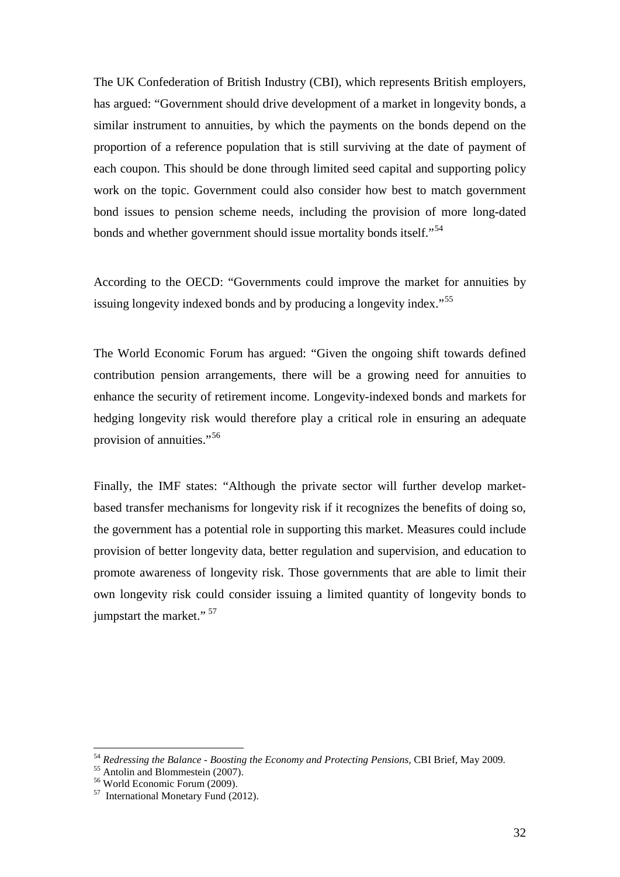The UK Confederation of British Industry (CBI), which represents British employers, has argued: "Government should drive development of a market in longevity bonds, a similar instrument to annuities, by which the payments on the bonds depend on the proportion of a reference population that is still surviving at the date of payment of each coupon. This should be done through limited seed capital and supporting policy work on the topic. Government could also consider how best to match government bond issues to pension scheme needs, including the provision of more long-dated bonds and whether government should issue mortality bonds itself."[54]

According to the OECD: "Governments could improve the market for annuities by issuing longevity indexed bonds and by producing a longevity index."[55]

The World Economic Forum has argued: "Given the ongoing shift towards defined contribution pension arrangements, there will be a growing need for annuities to enhance the security of retirement income. Longevity-indexed bonds and markets for hedging longevity risk would therefore play a critical role in ensuring an adequate provision of annuities."[56]

Finally, the IMF states: "Although the private sector will further develop market-based transfer mechanisms for longevity risk if it recognizes the benefits of doing so, the government has a potential role in supporting this market. Measures could include provision of better longevity data, better regulation and supervision, and education to promote awareness of longevity risk. Those governments that are able to limit their own longevity risk could consider issuing a limited quantity of longevity bonds to jumpstart the market."[57]

---

[54] *Redressing the Balance - Boosting the Economy and Protecting Pensions*, CBI Brief, May 2009.

[55] Antolin and Blommestein (2007).

[56] World Economic Forum (2009).

[57] International Monetary Fund (2012).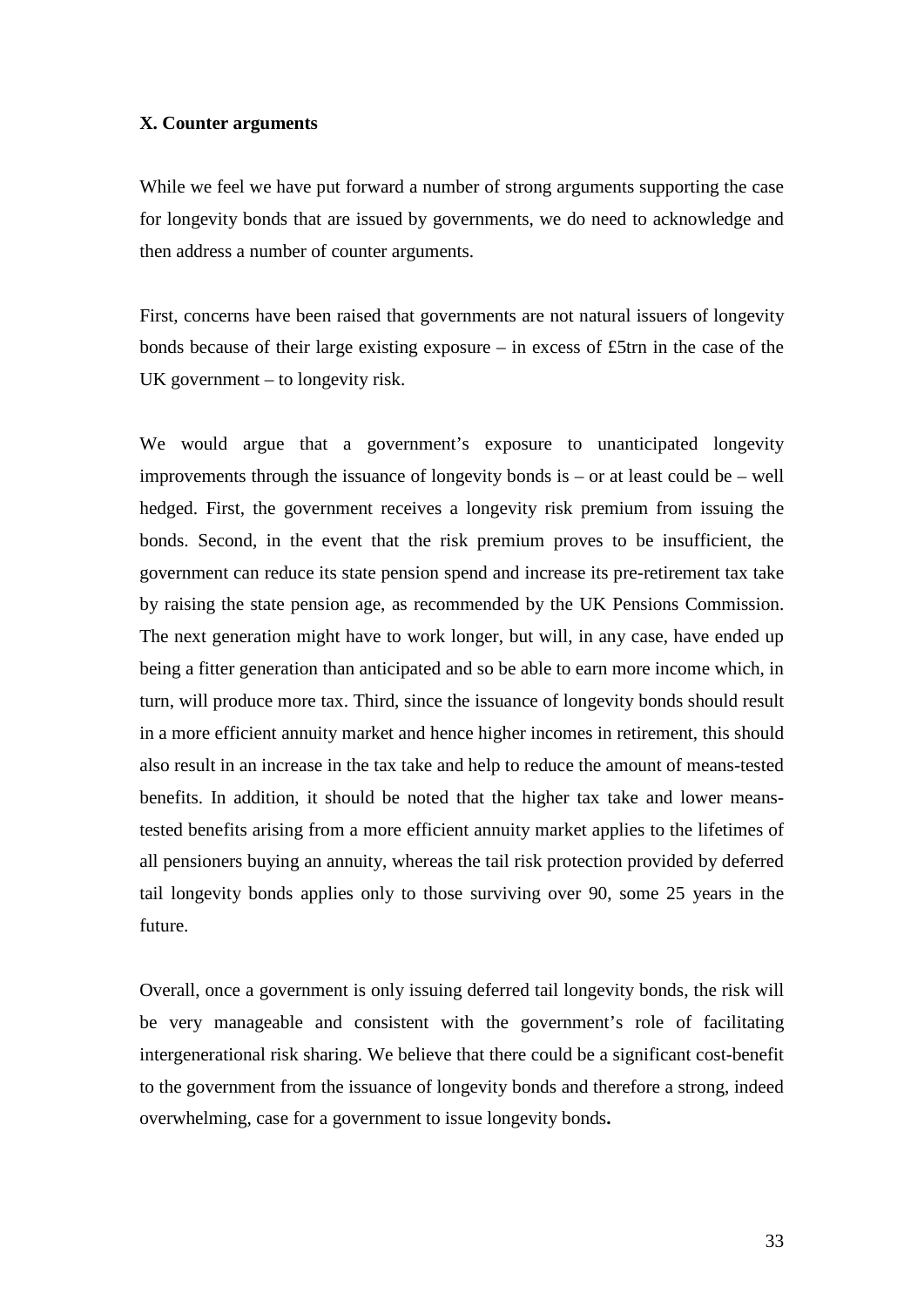## X. Counter arguments

While we feel we have put forward a number of strong arguments supporting the case for longevity bonds that are issued by governments, we do need to acknowledge and then address a number of counter arguments.

First, concerns have been raised that governments are not natural issuers of longevity bonds because of their large existing exposure – in excess of £5trn in the case of the UK government – to longevity risk.

We would argue that a government's exposure to unanticipated longevity improvements through the issuance of longevity bonds is – or at least could be – well hedged. First, the government receives a longevity risk premium from issuing the bonds. Second, in the event that the risk premium proves to be insufficient, the government can reduce its state pension spend and increase its pre-retirement tax take by raising the state pension age, as recommended by the UK Pensions Commission. The next generation might have to work longer, but will, in any case, have ended up being a fitter generation than anticipated and so be able to earn more income which, in turn, will produce more tax. Third, since the issuance of longevity bonds should result in a more efficient annuity market and hence higher incomes in retirement, this should also result in an increase in the tax take and help to reduce the amount of means-tested benefits. In addition, it should be noted that the higher tax take and lower means-tested benefits arising from a more efficient annuity market applies to the lifetimes of all pensioners buying an annuity, whereas the tail risk protection provided by deferred tail longevity bonds applies only to those surviving over 90, some 25 years in the future.

Overall, once a government is only issuing deferred tail longevity bonds, the risk will be very manageable and consistent with the government's role of facilitating intergenerational risk sharing. We believe that there could be a significant cost-benefit to the government from the issuance of longevity bonds and therefore a strong, indeed overwhelming, case for a government to issue longevity bonds**.**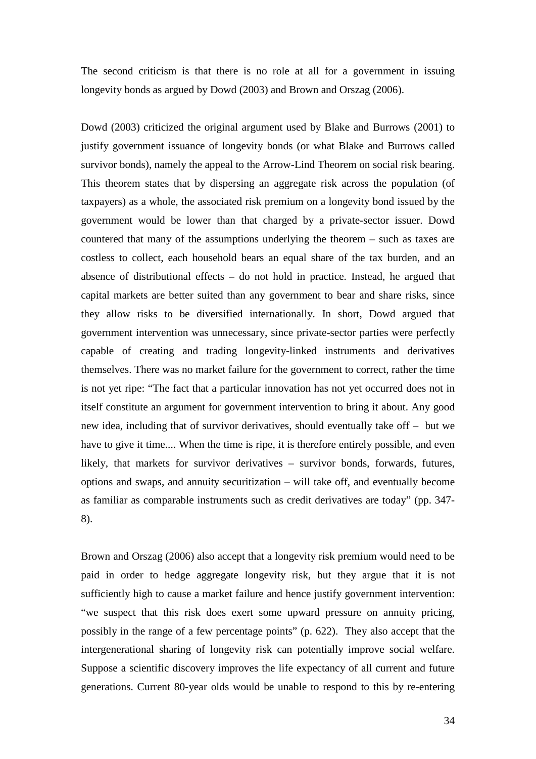The second criticism is that there is no role at all for a government in issuing longevity bonds as argued by Dowd (2003) and Brown and Orszag (2006).

Dowd (2003) criticized the original argument used by Blake and Burrows (2001) to justify government issuance of longevity bonds (or what Blake and Burrows called survivor bonds), namely the appeal to the Arrow-Lind Theorem on social risk bearing. This theorem states that by dispersing an aggregate risk across the population (of taxpayers) as a whole, the associated risk premium on a longevity bond issued by the government would be lower than that charged by a private-sector issuer. Dowd countered that many of the assumptions underlying the theorem – such as taxes are costless to collect, each household bears an equal share of the tax burden, and an absence of distributional effects – do not hold in practice. Instead, he argued that capital markets are better suited than any government to bear and share risks, since they allow risks to be diversified internationally. In short, Dowd argued that government intervention was unnecessary, since private-sector parties were perfectly capable of creating and trading longevity-linked instruments and derivatives themselves. There was no market failure for the government to correct, rather the time is not yet ripe: "The fact that a particular innovation has not yet occurred does not in itself constitute an argument for government intervention to bring it about. Any good new idea, including that of survivor derivatives, should eventually take off – but we have to give it time.... When the time is ripe, it is therefore entirely possible, and even likely, that markets for survivor derivatives – survivor bonds, forwards, futures, options and swaps, and annuity securitization – will take off, and eventually become as familiar as comparable instruments such as credit derivatives are today" (pp. 347-8).

Brown and Orszag (2006) also accept that a longevity risk premium would need to be paid in order to hedge aggregate longevity risk, but they argue that it is not sufficiently high to cause a market failure and hence justify government intervention: "we suspect that this risk does exert some upward pressure on annuity pricing, possibly in the range of a few percentage points" (p. 622). They also accept that the intergenerational sharing of longevity risk can potentially improve social welfare. Suppose a scientific discovery improves the life expectancy of all current and future generations. Current 80-year olds would be unable to respond to this by re-entering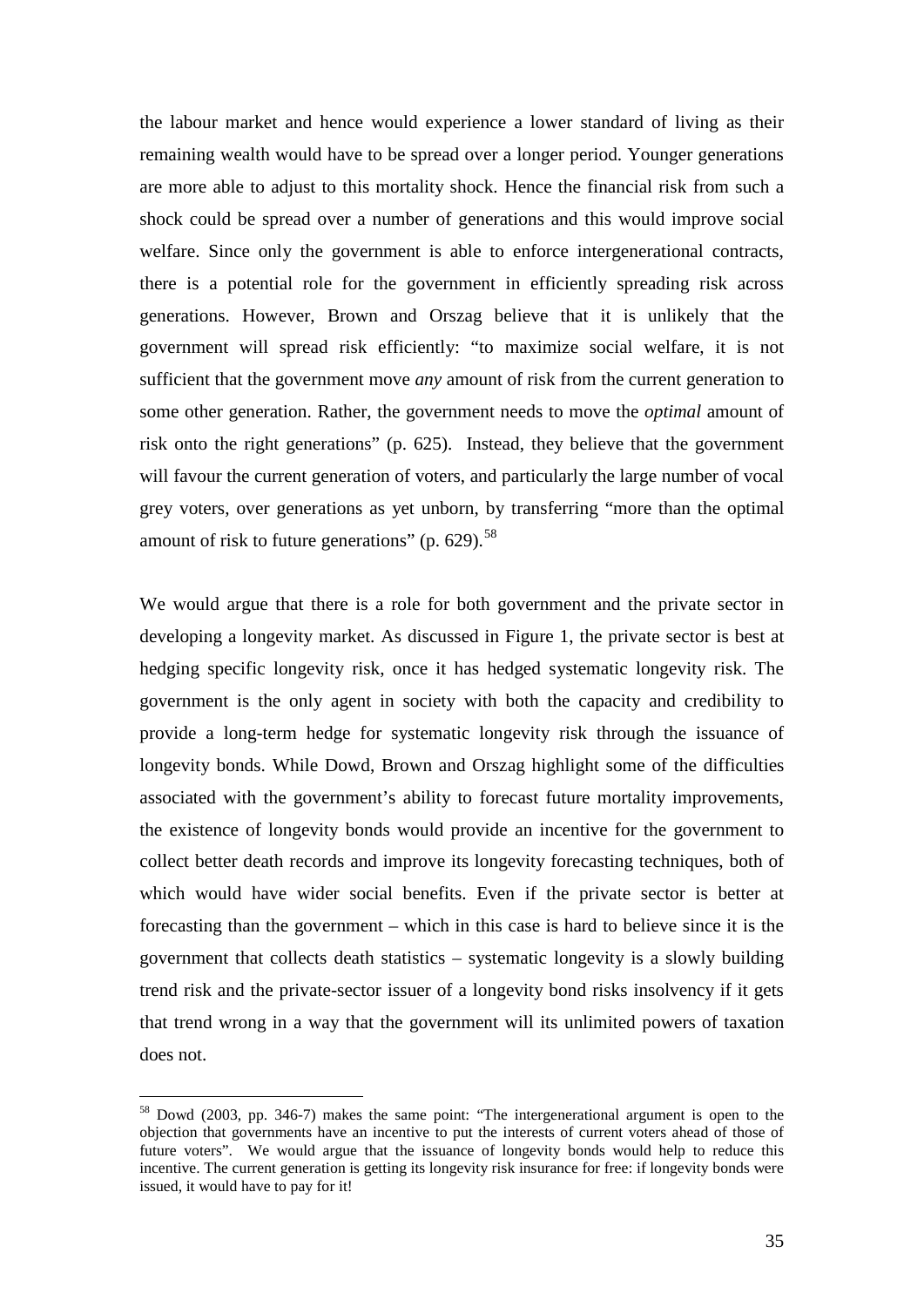the labour market and hence would experience a lower standard of living as their remaining wealth would have to be spread over a longer period. Younger generations are more able to adjust to this mortality shock. Hence the financial risk from such a shock could be spread over a number of generations and this would improve social welfare. Since only the government is able to enforce intergenerational contracts, there is a potential role for the government in efficiently spreading risk across generations. However, Brown and Orszag believe that it is unlikely that the government will spread risk efficiently: "to maximize social welfare, it is not sufficient that the government move *any* amount of risk from the current generation to some other generation. Rather, the government needs to move the *optimal* amount of risk onto the right generations" (p. 625). Instead, they believe that the government will favour the current generation of voters, and particularly the large number of vocal grey voters, over generations as yet unborn, by transferring "more than the optimal amount of risk to future generations" (p. 629).[58]

We would argue that there is a role for both government and the private sector in developing a longevity market. As discussed in Figure 1, the private sector is best at hedging specific longevity risk, once it has hedged systematic longevity risk. The government is the only agent in society with both the capacity and credibility to provide a long-term hedge for systematic longevity risk through the issuance of longevity bonds. While Dowd, Brown and Orszag highlight some of the difficulties associated with the government's ability to forecast future mortality improvements, the existence of longevity bonds would provide an incentive for the government to collect better death records and improve its longevity forecasting techniques, both of which would have wider social benefits. Even if the private sector is better at forecasting than the government – which in this case is hard to believe since it is the government that collects death statistics – systematic longevity is a slowly building trend risk and the private-sector issuer of a longevity bond risks insolvency if it gets that trend wrong in a way that the government will its unlimited powers of taxation does not.

---

[58] Dowd (2003, pp. 346-7) makes the same point: "The intergenerational argument is open to the objection that governments have an incentive to put the interests of current voters ahead of those of future voters". We would argue that the issuance of longevity bonds would help to reduce this incentive. The current generation is getting its longevity risk insurance for free: if longevity bonds were issued, it would have to pay for it!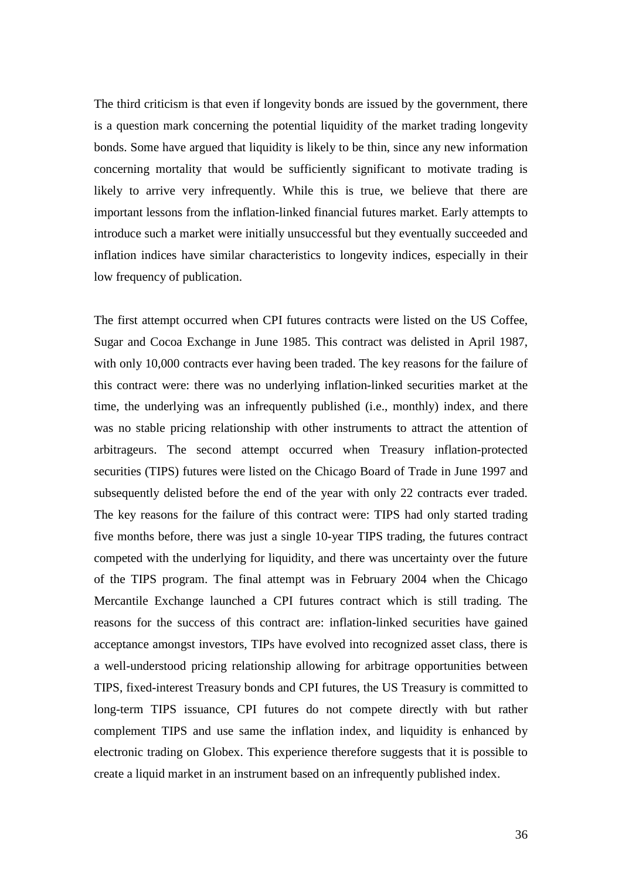The third criticism is that even if longevity bonds are issued by the government, there is a question mark concerning the potential liquidity of the market trading longevity bonds. Some have argued that liquidity is likely to be thin, since any new information concerning mortality that would be sufficiently significant to motivate trading is likely to arrive very infrequently. While this is true, we believe that there are important lessons from the inflation-linked financial futures market. Early attempts to introduce such a market were initially unsuccessful but they eventually succeeded and inflation indices have similar characteristics to longevity indices, especially in their low frequency of publication.

The first attempt occurred when CPI futures contracts were listed on the US Coffee, Sugar and Cocoa Exchange in June 1985. This contract was delisted in April 1987, with only 10,000 contracts ever having been traded. The key reasons for the failure of this contract were: there was no underlying inflation-linked securities market at the time, the underlying was an infrequently published (i.e., monthly) index, and there was no stable pricing relationship with other instruments to attract the attention of arbitrageurs. The second attempt occurred when Treasury inflation-protected securities (TIPS) futures were listed on the Chicago Board of Trade in June 1997 and subsequently delisted before the end of the year with only 22 contracts ever traded. The key reasons for the failure of this contract were: TIPS had only started trading five months before, there was just a single 10-year TIPS trading, the futures contract competed with the underlying for liquidity, and there was uncertainty over the future of the TIPS program. The final attempt was in February 2004 when the Chicago Mercantile Exchange launched a CPI futures contract which is still trading. The reasons for the success of this contract are: inflation-linked securities have gained acceptance amongst investors, TIPs have evolved into recognized asset class, there is a well-understood pricing relationship allowing for arbitrage opportunities between TIPS, fixed-interest Treasury bonds and CPI futures, the US Treasury is committed to long-term TIPS issuance, CPI futures do not compete directly with but rather complement TIPS and use same the inflation index, and liquidity is enhanced by electronic trading on Globex. This experience therefore suggests that it is possible to create a liquid market in an instrument based on an infrequently published index.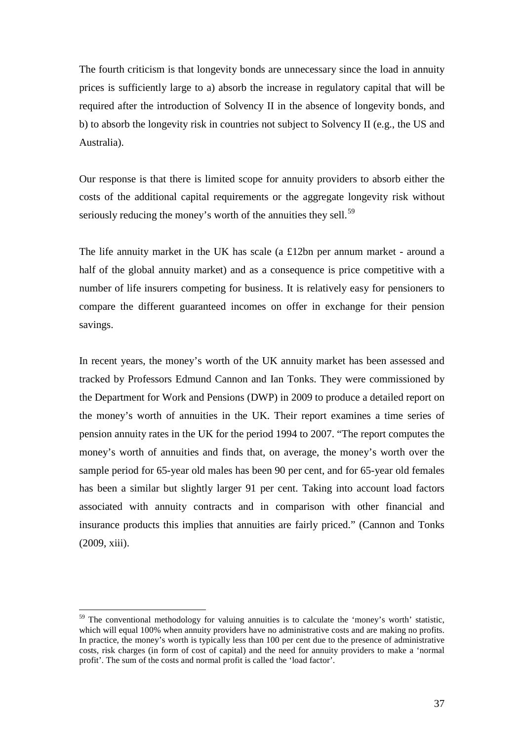The fourth criticism is that longevity bonds are unnecessary since the load in annuity prices is sufficiently large to a) absorb the increase in regulatory capital that will be required after the introduction of Solvency II in the absence of longevity bonds, and b) to absorb the longevity risk in countries not subject to Solvency II (e.g., the US and Australia).

Our response is that there is limited scope for annuity providers to absorb either the costs of the additional capital requirements or the aggregate longevity risk without seriously reducing the money's worth of the annuities they sell.[59]

The life annuity market in the UK has scale (a £12bn per annum market - around a half of the global annuity market) and as a consequence is price competitive with a number of life insurers competing for business. It is relatively easy for pensioners to compare the different guaranteed incomes on offer in exchange for their pension savings.

In recent years, the money's worth of the UK annuity market has been assessed and tracked by Professors Edmund Cannon and Ian Tonks. They were commissioned by the Department for Work and Pensions (DWP) in 2009 to produce a detailed report on the money's worth of annuities in the UK. Their report examines a time series of pension annuity rates in the UK for the period 1994 to 2007. "The report computes the money's worth of annuities and finds that, on average, the money's worth over the sample period for 65-year old males has been 90 per cent, and for 65-year old females has been a similar but slightly larger 91 per cent. Taking into account load factors associated with annuity contracts and in comparison with other financial and insurance products this implies that annuities are fairly priced." (Cannon and Tonks (2009, xiii).

---

[59] The conventional methodology for valuing annuities is to calculate the 'money's worth' statistic, which will equal 100% when annuity providers have no administrative costs and are making no profits. In practice, the money's worth is typically less than 100 per cent due to the presence of administrative costs, risk charges (in form of cost of capital) and the need for annuity providers to make a 'normal profit'. The sum of the costs and normal profit is called the 'load factor'.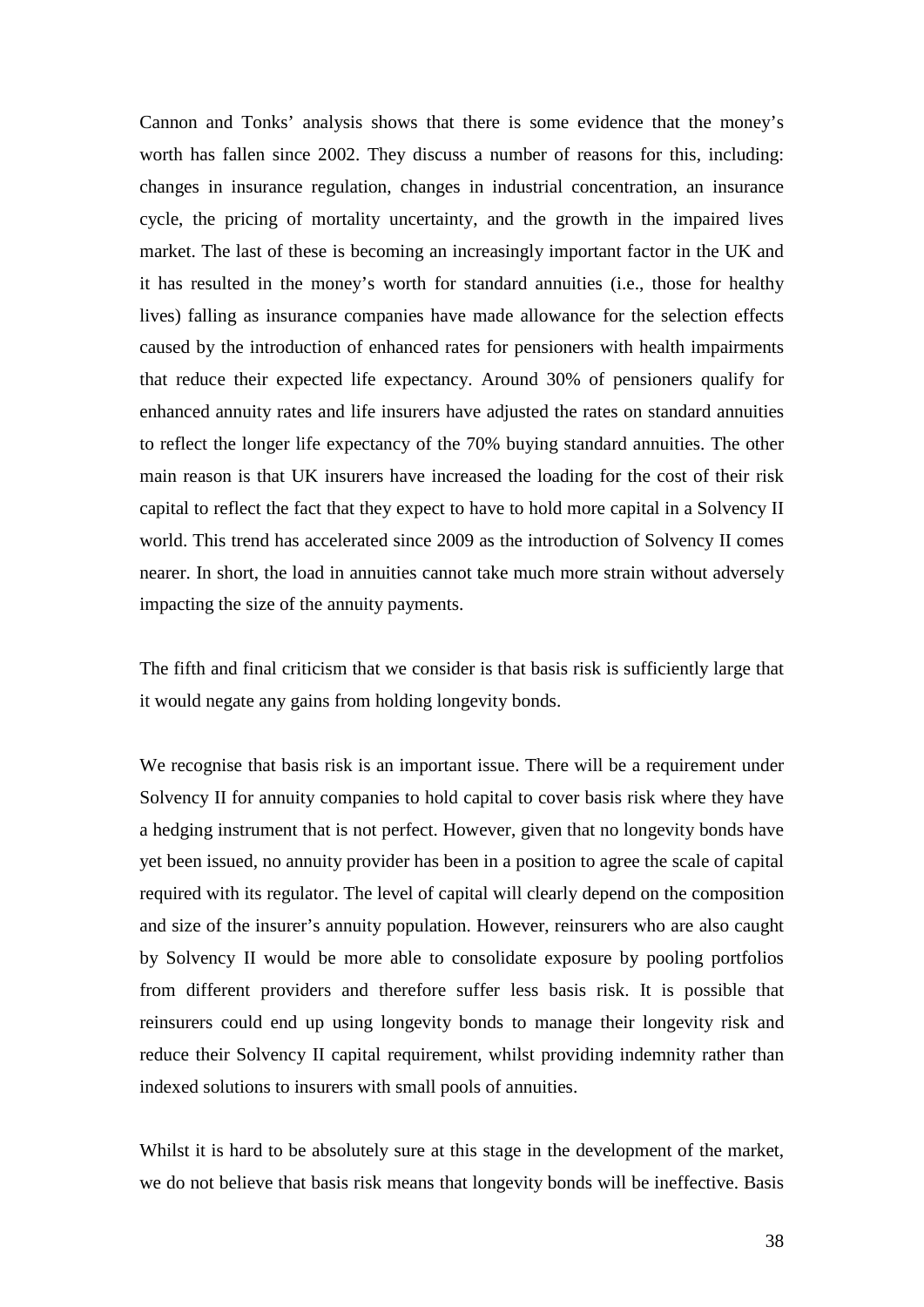Cannon and Tonks' analysis shows that there is some evidence that the money's worth has fallen since 2002. They discuss a number of reasons for this, including: changes in insurance regulation, changes in industrial concentration, an insurance cycle, the pricing of mortality uncertainty, and the growth in the impaired lives market. The last of these is becoming an increasingly important factor in the UK and it has resulted in the money's worth for standard annuities (i.e., those for healthy lives) falling as insurance companies have made allowance for the selection effects caused by the introduction of enhanced rates for pensioners with health impairments that reduce their expected life expectancy. Around 30% of pensioners qualify for enhanced annuity rates and life insurers have adjusted the rates on standard annuities to reflect the longer life expectancy of the 70% buying standard annuities. The other main reason is that UK insurers have increased the loading for the cost of their risk capital to reflect the fact that they expect to have to hold more capital in a Solvency II world. This trend has accelerated since 2009 as the introduction of Solvency II comes nearer. In short, the load in annuities cannot take much more strain without adversely impacting the size of the annuity payments.

The fifth and final criticism that we consider is that basis risk is sufficiently large that it would negate any gains from holding longevity bonds.

We recognise that basis risk is an important issue. There will be a requirement under Solvency II for annuity companies to hold capital to cover basis risk where they have a hedging instrument that is not perfect. However, given that no longevity bonds have yet been issued, no annuity provider has been in a position to agree the scale of capital required with its regulator. The level of capital will clearly depend on the composition and size of the insurer's annuity population. However, reinsurers who are also caught by Solvency II would be more able to consolidate exposure by pooling portfolios from different providers and therefore suffer less basis risk. It is possible that reinsurers could end up using longevity bonds to manage their longevity risk and reduce their Solvency II capital requirement, whilst providing indemnity rather than indexed solutions to insurers with small pools of annuities.

Whilst it is hard to be absolutely sure at this stage in the development of the market, we do not believe that basis risk means that longevity bonds will be ineffective. Basis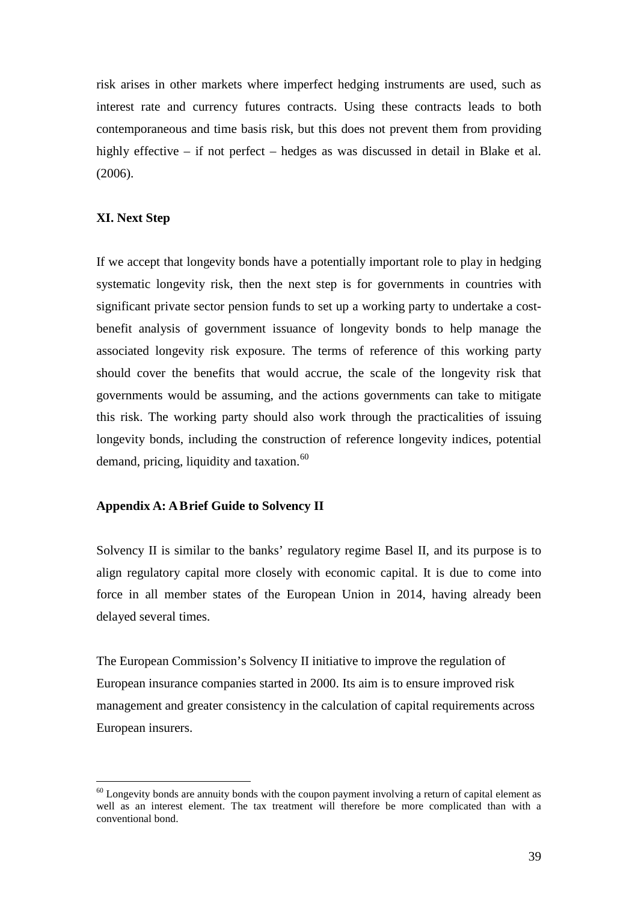risk arises in other markets where imperfect hedging instruments are used, such as interest rate and currency futures contracts. Using these contracts leads to both contemporaneous and time basis risk, but this does not prevent them from providing highly effective – if not perfect – hedges as was discussed in detail in Blake et al. (2006).

## XI. Next Step

If we accept that longevity bonds have a potentially important role to play in hedging systematic longevity risk, then the next step is for governments in countries with significant private sector pension funds to set up a working party to undertake a cost-benefit analysis of government issuance of longevity bonds to help manage the associated longevity risk exposure. The terms of reference of this working party should cover the benefits that would accrue, the scale of the longevity risk that governments would be assuming, and the actions governments can take to mitigate this risk. The working party should also work through the practicalities of issuing longevity bonds, including the construction of reference longevity indices, potential demand, pricing, liquidity and taxation.[60]

## Appendix A: A Brief Guide to Solvency II

Solvency II is similar to the banks' regulatory regime Basel II, and its purpose is to align regulatory capital more closely with economic capital. It is due to come into force in all member states of the European Union in 2014, having already been delayed several times.

The European Commission's Solvency II initiative to improve the regulation of European insurance companies started in 2000. Its aim is to ensure improved risk management and greater consistency in the calculation of capital requirements across European insurers.

---

[60] Longevity bonds are annuity bonds with the coupon payment involving a return of capital element as well as an interest element. The tax treatment will therefore be more complicated than with a conventional bond.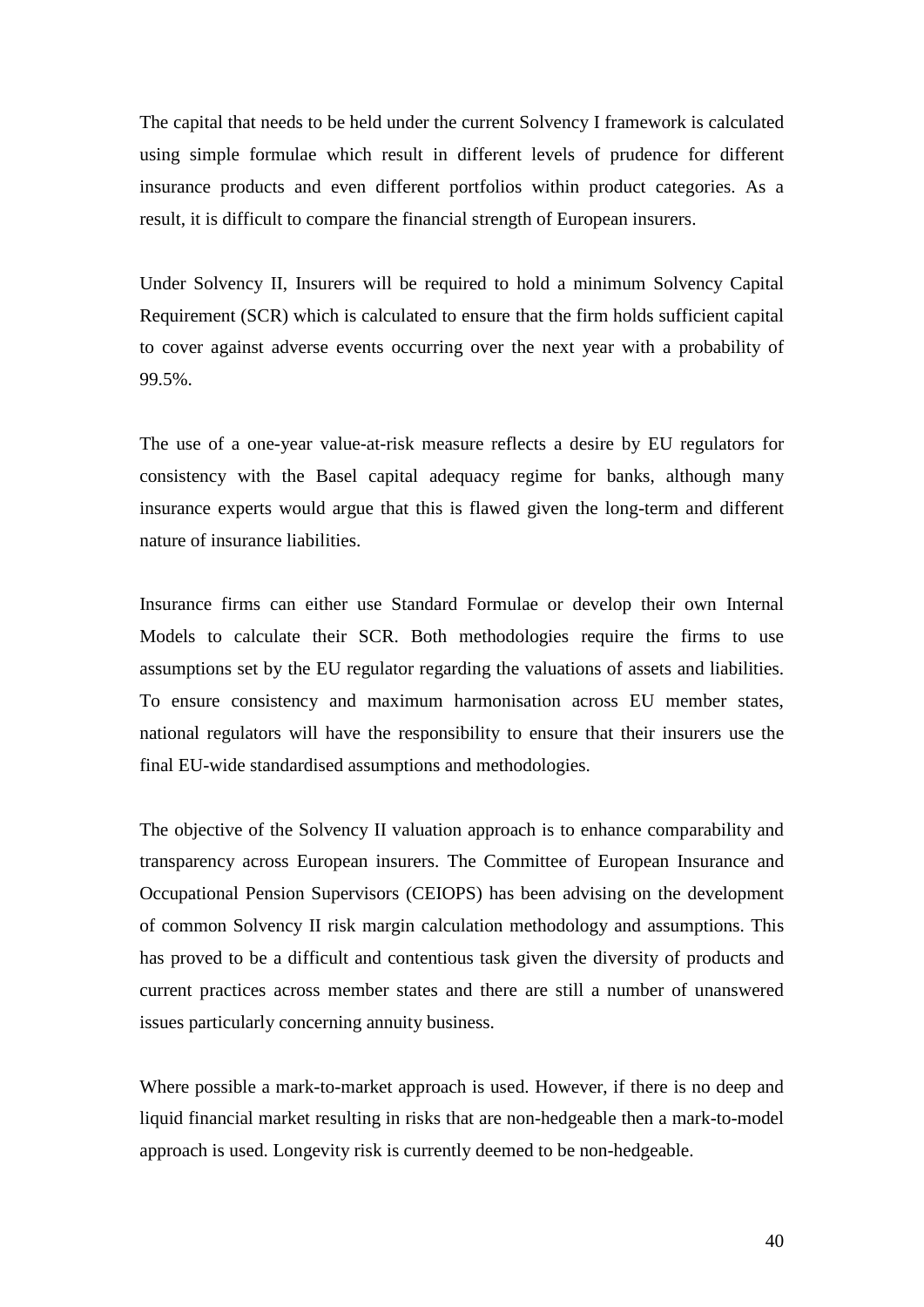The capital that needs to be held under the current Solvency I framework is calculated using simple formulae which result in different levels of prudence for different insurance products and even different portfolios within product categories. As a result, it is difficult to compare the financial strength of European insurers.

Under Solvency II, Insurers will be required to hold a minimum Solvency Capital Requirement (SCR) which is calculated to ensure that the firm holds sufficient capital to cover against adverse events occurring over the next year with a probability of 99.5%.

The use of a one-year value-at-risk measure reflects a desire by EU regulators for consistency with the Basel capital adequacy regime for banks, although many insurance experts would argue that this is flawed given the long-term and different nature of insurance liabilities.

Insurance firms can either use Standard Formulae or develop their own Internal Models to calculate their SCR. Both methodologies require the firms to use assumptions set by the EU regulator regarding the valuations of assets and liabilities. To ensure consistency and maximum harmonisation across EU member states, national regulators will have the responsibility to ensure that their insurers use the final EU-wide standardised assumptions and methodologies.

The objective of the Solvency II valuation approach is to enhance comparability and transparency across European insurers. The Committee of European Insurance and Occupational Pension Supervisors (CEIOPS) has been advising on the development of common Solvency II risk margin calculation methodology and assumptions. This has proved to be a difficult and contentious task given the diversity of products and current practices across member states and there are still a number of unanswered issues particularly concerning annuity business.

Where possible a mark-to-market approach is used. However, if there is no deep and liquid financial market resulting in risks that are non-hedgeable then a mark-to-model approach is used. Longevity risk is currently deemed to be non-hedgeable.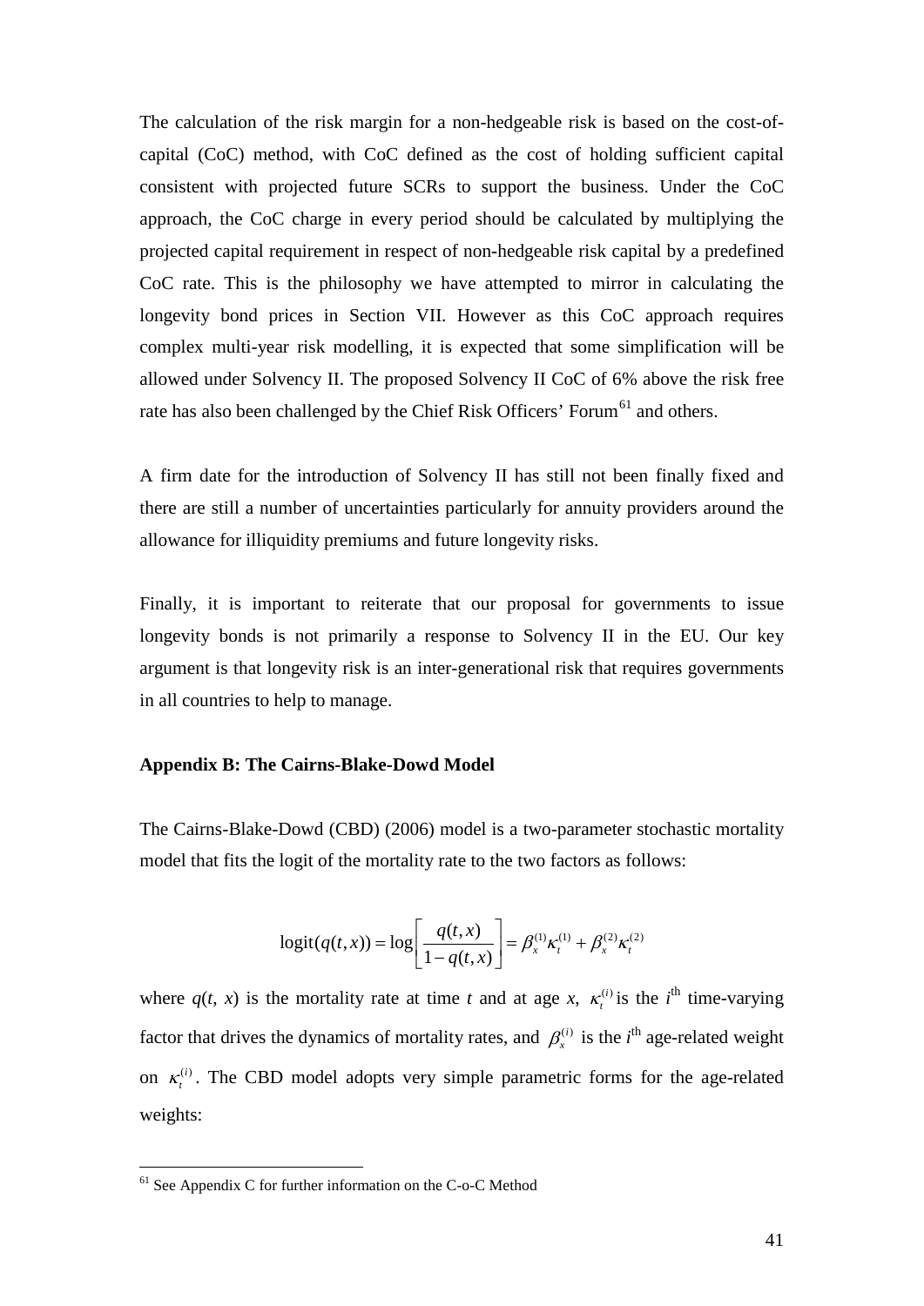The calculation of the risk margin for a non-hedgeable risk is based on the cost-of-capital (CoC) method, with CoC defined as the cost of holding sufficient capital consistent with projected future SCRs to support the business. Under the CoC approach, the CoC charge in every period should be calculated by multiplying the projected capital requirement in respect of non-hedgeable risk capital by a predefined CoC rate. This is the philosophy we have attempted to mirror in calculating the longevity bond prices in Section VII. However as this CoC approach requires complex multi-year risk modelling, it is expected that some simplification will be allowed under Solvency II. The proposed Solvency II CoC of 6% above the risk free rate has also been challenged by the Chief Risk Officers' Forum[61] and others.

A firm date for the introduction of Solvency II has still not been finally fixed and there are still a number of uncertainties particularly for annuity providers around the allowance for illiquidity premiums and future longevity risks.

Finally, it is important to reiterate that our proposal for governments to issue longevity bonds is not primarily a response to Solvency II in the EU. Our key argument is that longevity risk is an inter-generational risk that requires governments in all countries to help to manage.

### Appendix B: The Cairns-Blake-Dowd Model

The Cairns-Blake-Dowd (CBD) (2006) model is a two-parameter stochastic mortality model that fits the logit of the mortality rate to the two factors as follows:

$$\text{logit}(q(t,x)) = \log\left[\frac{q(t,x)}{1-q(t,x)}\right] = \beta_x^{(1)}\kappa_t^{(1)} + \beta_x^{(2)}\kappa_t^{(2)}$$

where $q(t, x)$ is the mortality rate at time $t$ and at age $x$, $\kappa_t^{(i)}$ is the $i^{\text{th}}$ time-varying factor that drives the dynamics of mortality rates, and $\beta_x^{(i)}$ is the $i^{\text{th}}$ age-related weight on $\kappa_t^{(i)}$. The CBD model adopts very simple parametric forms for the age-related weights:

[61] See Appendix C for further information on the C-o-C Method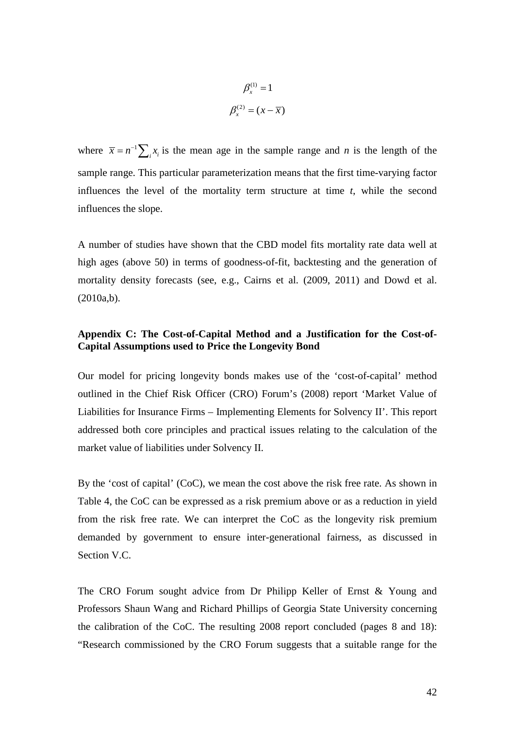$$\beta_x^{(1)} = 1$$

$$\beta_x^{(2)} = (x - \overline{x})$$

where $\overline{x} = n^{-1} \sum_i x_i$ is the mean age in the sample range and $n$ is the length of the sample range. This particular parameterization means that the first time-varying factor influences the level of the mortality term structure at time $t$, while the second influences the slope.

A number of studies have shown that the CBD model fits mortality rate data well at high ages (above 50) in terms of goodness-of-fit, backtesting and the generation of mortality density forecasts (see, e.g., Cairns et al. (2009, 2011) and Dowd et al. (2010a,b).

### Appendix C: The Cost-of-Capital Method and a Justification for the Cost-of-Capital Assumptions used to Price the Longevity Bond

Our model for pricing longevity bonds makes use of the 'cost-of-capital' method outlined in the Chief Risk Officer (CRO) Forum's (2008) report 'Market Value of Liabilities for Insurance Firms – Implementing Elements for Solvency II'. This report addressed both core principles and practical issues relating to the calculation of the market value of liabilities under Solvency II.

By the 'cost of capital' (CoC), we mean the cost above the risk free rate. As shown in Table 4, the CoC can be expressed as a risk premium above or as a reduction in yield from the risk free rate. We can interpret the CoC as the longevity risk premium demanded by government to ensure inter-generational fairness, as discussed in Section V.C.

The CRO Forum sought advice from Dr Philipp Keller of Ernst & Young and Professors Shaun Wang and Richard Phillips of Georgia State University concerning the calibration of the CoC. The resulting 2008 report concluded (pages 8 and 18): "Research commissioned by the CRO Forum suggests that a suitable range for the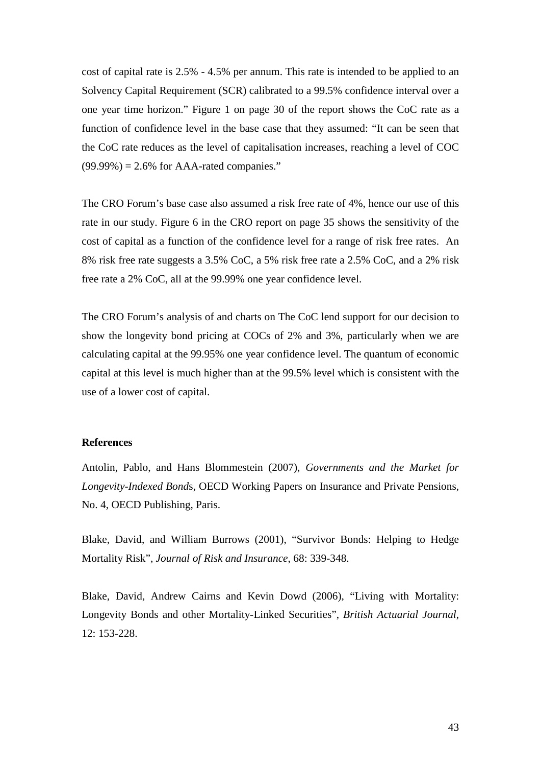cost of capital rate is 2.5% - 4.5% per annum. This rate is intended to be applied to an Solvency Capital Requirement (SCR) calibrated to a 99.5% confidence interval over a one year time horizon." Figure 1 on page 30 of the report shows the CoC rate as a function of confidence level in the base case that they assumed: "It can be seen that the CoC rate reduces as the level of capitalisation increases, reaching a level of COC (99.99%) = 2.6% for AAA-rated companies."

The CRO Forum's base case also assumed a risk free rate of 4%, hence our use of this rate in our study. Figure 6 in the CRO report on page 35 shows the sensitivity of the cost of capital as a function of the confidence level for a range of risk free rates. An 8% risk free rate suggests a 3.5% CoC, a 5% risk free rate a 2.5% CoC, and a 2% risk free rate a 2% CoC, all at the 99.99% one year confidence level.

The CRO Forum's analysis of and charts on The CoC lend support for our decision to show the longevity bond pricing at COCs of 2% and 3%, particularly when we are calculating capital at the 99.95% one year confidence level. The quantum of economic capital at this level is much higher than at the 99.5% level which is consistent with the use of a lower cost of capital.

**References**

Antolin, Pablo, and Hans Blommestein (2007), *Governments and the Market for Longevity-Indexed Bonds*, OECD Working Papers on Insurance and Private Pensions, No. 4, OECD Publishing, Paris.

Blake, David, and William Burrows (2001), "Survivor Bonds: Helping to Hedge Mortality Risk", *Journal of Risk and Insurance*, 68: 339-348.

Blake, David, Andrew Cairns and Kevin Dowd (2006), "Living with Mortality: Longevity Bonds and other Mortality-Linked Securities", *British Actuarial Journal*, 12: 153-228.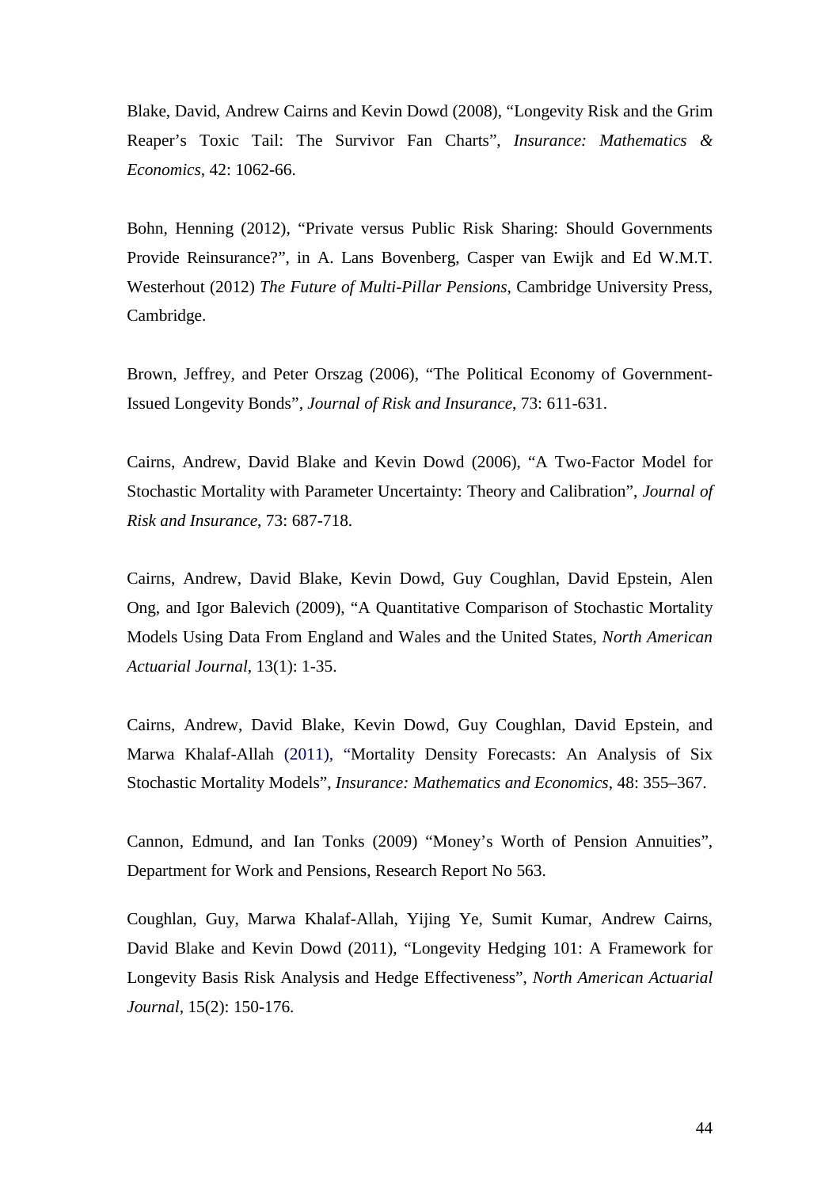Blake, David, Andrew Cairns and Kevin Dowd (2008), "Longevity Risk and the Grim Reaper's Toxic Tail: The Survivor Fan Charts", *Insurance: Mathematics & Economics*, 42: 1062-66.

Bohn, Henning (2012), "Private versus Public Risk Sharing: Should Governments Provide Reinsurance?", in A. Lans Bovenberg, Casper van Ewijk and Ed W.M.T. Westerhout (2012) *The Future of Multi-Pillar Pensions*, Cambridge University Press, Cambridge.

Brown, Jeffrey, and Peter Orszag (2006), "The Political Economy of Government-Issued Longevity Bonds", *Journal of Risk and Insurance*, 73: 611-631.

Cairns, Andrew, David Blake and Kevin Dowd (2006), "A Two-Factor Model for Stochastic Mortality with Parameter Uncertainty: Theory and Calibration", *Journal of Risk and Insurance*, 73: 687-718.

Cairns, Andrew, David Blake, Kevin Dowd, Guy Coughlan, David Epstein, Alen Ong, and Igor Balevich (2009), "A Quantitative Comparison of Stochastic Mortality Models Using Data From England and Wales and the United States, *North American Actuarial Journal*, 13(1): 1-35.

Cairns, Andrew, David Blake, Kevin Dowd, Guy Coughlan, David Epstein, and Marwa Khalaf-Allah (2011), "Mortality Density Forecasts: An Analysis of Six Stochastic Mortality Models", *Insurance: Mathematics and Economics*, 48: 355–367.

Cannon, Edmund, and Ian Tonks (2009) "Money's Worth of Pension Annuities", Department for Work and Pensions, Research Report No 563.

Coughlan, Guy, Marwa Khalaf-Allah, Yijing Ye, Sumit Kumar, Andrew Cairns, David Blake and Kevin Dowd (2011), "Longevity Hedging 101: A Framework for Longevity Basis Risk Analysis and Hedge Effectiveness", *North American Actuarial Journal*, 15(2): 150-176.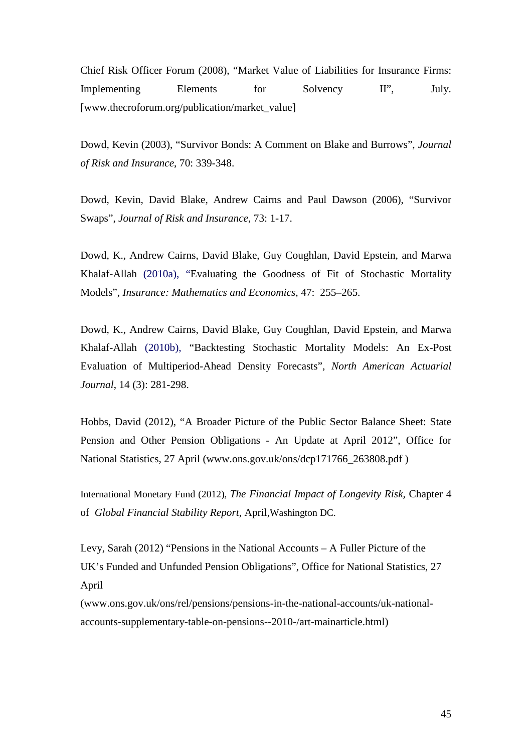Chief Risk Officer Forum (2008), "Market Value of Liabilities for Insurance Firms: Implementing Elements for Solvency II", July. [www.thecroforum.org/publication/market_value]

Dowd, Kevin (2003), "Survivor Bonds: A Comment on Blake and Burrows", *Journal of Risk and Insurance*, 70: 339-348.

Dowd, Kevin, David Blake, Andrew Cairns and Paul Dawson (2006), "Survivor Swaps", *Journal of Risk and Insurance*, 73: 1-17.

Dowd, K., Andrew Cairns, David Blake, Guy Coughlan, David Epstein, and Marwa Khalaf-Allah (2010a), "Evaluating the Goodness of Fit of Stochastic Mortality Models", *Insurance: Mathematics and Economics*, 47: 255–265.

Dowd, K., Andrew Cairns, David Blake, Guy Coughlan, David Epstein, and Marwa Khalaf-Allah (2010b), "Backtesting Stochastic Mortality Models: An Ex-Post Evaluation of Multiperiod-Ahead Density Forecasts", *North American Actuarial Journal*, 14 (3): 281-298.

Hobbs, David (2012), "A Broader Picture of the Public Sector Balance Sheet: State Pension and Other Pension Obligations - An Update at April 2012", Office for National Statistics, 27 April (www.ons.gov.uk/ons/dcp171766_263808.pdf )

International Monetary Fund (2012), *The Financial Impact of Longevity Risk*, Chapter 4 of *Global Financial Stability Report*, April, Washington DC.

Levy, Sarah (2012) "Pensions in the National Accounts – A Fuller Picture of the UK's Funded and Unfunded Pension Obligations", Office for National Statistics, 27 April (www.ons.gov.uk/ons/rel/pensions/pensions-in-the-national-accounts/uk-national-accounts-supplementary-table-on-pensions--2010-/art-mainarticle.html)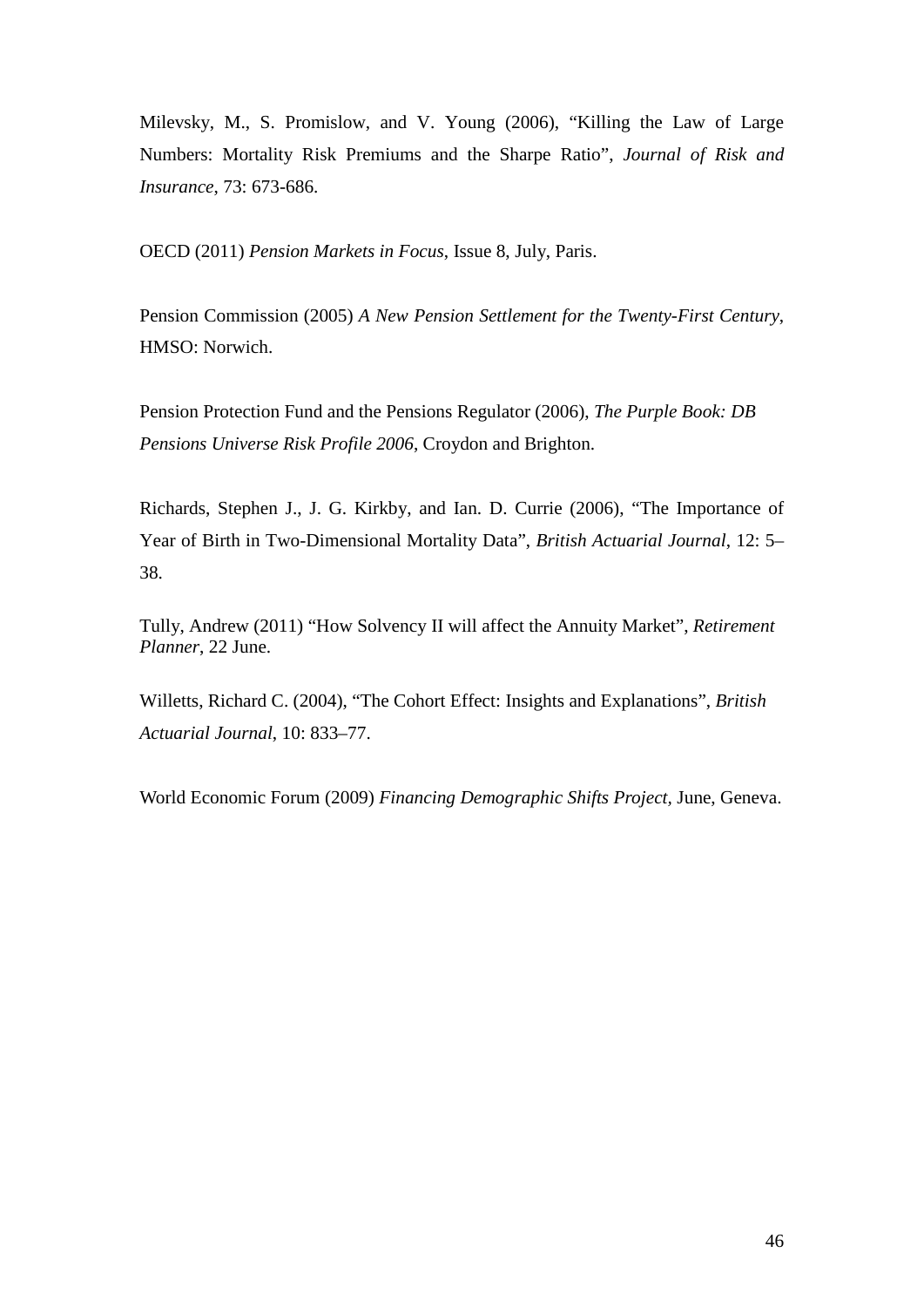Milevsky, M., S. Promislow, and V. Young (2006), "Killing the Law of Large Numbers: Mortality Risk Premiums and the Sharpe Ratio", *Journal of Risk and Insurance*, 73: 673-686.

OECD (2011) *Pension Markets in Focus*, Issue 8, July, Paris.

Pension Commission (2005) *A New Pension Settlement for the Twenty-First Century*, HMSO: Norwich.

Pension Protection Fund and the Pensions Regulator (2006), *The Purple Book: DB Pensions Universe Risk Profile 2006*, Croydon and Brighton.

Richards, Stephen J., J. G. Kirkby, and Ian. D. Currie (2006), "The Importance of Year of Birth in Two-Dimensional Mortality Data", *British Actuarial Journal*, 12: 5–38.

Tully, Andrew (2011) "How Solvency II will affect the Annuity Market", *Retirement Planner*, 22 June.

Willetts, Richard C. (2004), "The Cohort Effect: Insights and Explanations", *British Actuarial Journal*, 10: 833–77.

World Economic Forum (2009) *Financing Demographic Shifts Project*, June, Geneva.